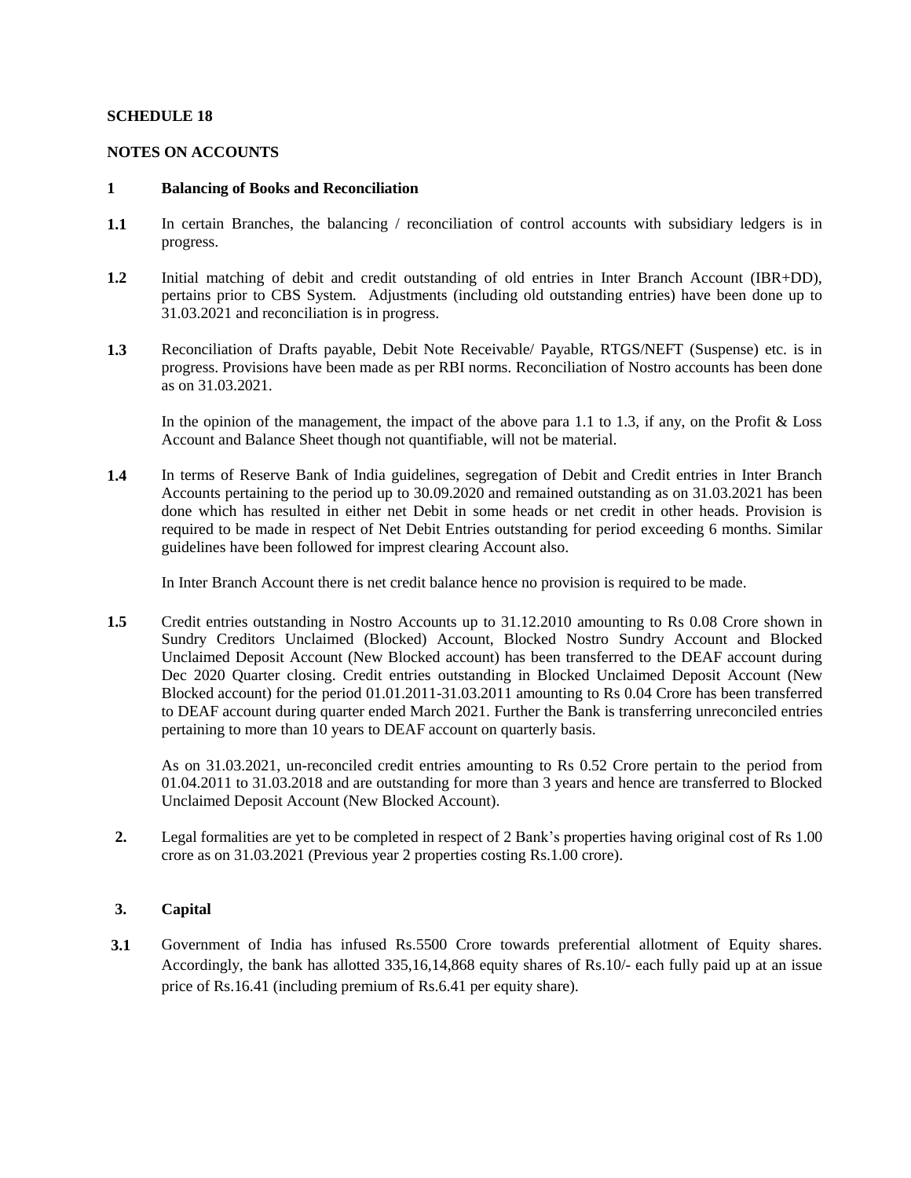## SCHEDULE 18

## NOTES ON ACCOUNTS

### 1 Balancing of Books and Reconciliation

**1.1** In certain Branches, the balancing / reconciliation of control accounts with subsidiary ledgers is in progress.

**1.2** Initial matching of debit and credit outstanding of old entries in Inter Branch Account (IBR+DD), pertains prior to CBS System. Adjustments (including old outstanding entries) have been done up to 31.03.2021 and reconciliation is in progress.

**1.3** Reconciliation of Drafts payable, Debit Note Receivable/ Payable, RTGS/NEFT (Suspense) etc. is in progress. Provisions have been made as per RBI norms. Reconciliation of Nostro accounts has been done as on 31.03.2021.

In the opinion of the management, the impact of the above para 1.1 to 1.3, if any, on the Profit & Loss Account and Balance Sheet though not quantifiable, will not be material.

**1.4** In terms of Reserve Bank of India guidelines, segregation of Debit and Credit entries in Inter Branch Accounts pertaining to the period up to 30.09.2020 and remained outstanding as on 31.03.2021 has been done which has resulted in either net Debit in some heads or net credit in other heads. Provision is required to be made in respect of Net Debit Entries outstanding for period exceeding 6 months. Similar guidelines have been followed for imprest clearing Account also.

In Inter Branch Account there is net credit balance hence no provision is required to be made.

**1.5** Credit entries outstanding in Nostro Accounts up to 31.12.2010 amounting to Rs 0.08 Crore shown in Sundry Creditors Unclaimed (Blocked) Account, Blocked Nostro Sundry Account and Blocked Unclaimed Deposit Account (New Blocked account) has been transferred to the DEAF account during Dec 2020 Quarter closing. Credit entries outstanding in Blocked Unclaimed Deposit Account (New Blocked account) for the period 01.01.2011-31.03.2011 amounting to Rs 0.04 Crore has been transferred to DEAF account during quarter ended March 2021. Further the Bank is transferring unreconciled entries pertaining to more than 10 years to DEAF account on quarterly basis.

As on 31.03.2021, un-reconciled credit entries amounting to Rs 0.52 Crore pertain to the period from 01.04.2011 to 31.03.2018 and are outstanding for more than 3 years and hence are transferred to Blocked Unclaimed Deposit Account (New Blocked Account).

**2.** Legal formalities are yet to be completed in respect of 2 Bank's properties having original cost of Rs 1.00 crore as on 31.03.2021 (Previous year 2 properties costing Rs.1.00 crore).

### 3. Capital

**3.1** Government of India has infused Rs.5500 Crore towards preferential allotment of Equity shares. Accordingly, the bank has allotted 335,16,14,868 equity shares of Rs.10/- each fully paid up at an issue price of Rs.16.41 (including premium of Rs.6.41 per equity share).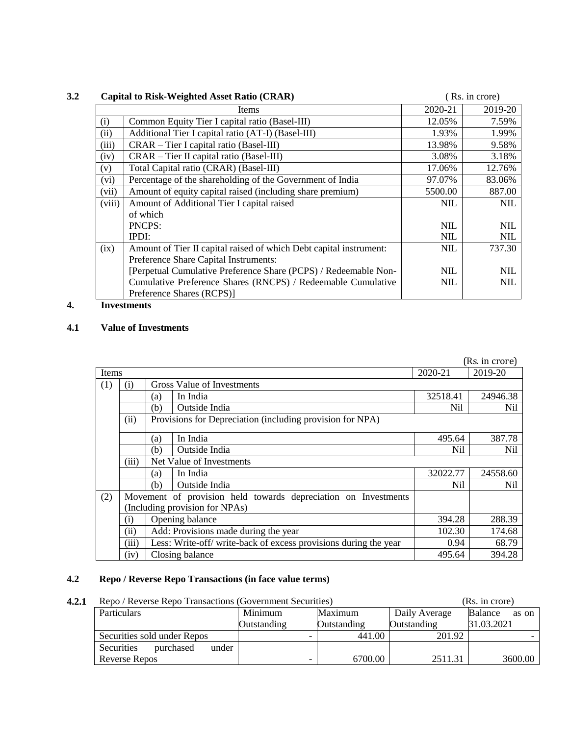### 3.2 Capital to Risk-Weighted Asset Ratio (CRAR)

( Rs. in crore)

| | Items | 2020-21 | 2019-20 |
|---|---|---|---|
| (i) | Common Equity Tier I capital ratio (Basel-III) | 12.05% | 7.59% |
| (ii) | Additional Tier I capital ratio (AT-I) (Basel-III) | 1.93% | 1.99% |
| (iii) | CRAR – Tier I capital ratio (Basel-III) | 13.98% | 9.58% |
| (iv) | CRAR – Tier II capital ratio (Basel-III) | 3.08% | 3.18% |
| (v) | Total Capital ratio (CRAR) (Basel-III) | 17.06% | 12.76% |
| (vi) | Percentage of the shareholding of the Government of India | 97.07% | 83.06% |
| (vii) | Amount of equity capital raised (including share premium) | 5500.00 | 887.00 |
| (viii) | Amount of Additional Tier I capital raised | NIL | NIL |
| | of which | | |
| | PNCPS: | NIL | NIL |
| | IPDI: | NIL | NIL |
| (ix) | Amount of Tier II capital raised of which Debt capital instrument: | NIL | 737.30 |
| | Preference Share Capital Instruments: | | |
| | [Perpetual Cumulative Preference Share (PCPS) / Redeemable Non-Cumulative Preference Shares (RNCPS) / Redeemable Cumulative Preference Shares (RCPS)] | NIL<br>NIL | NIL<br>NIL |

## 4. Investments

### 4.1 Value of Investments

(Rs. in crore)

| Items | | | | 2020-21 | 2019-20 |
|---|---|---|---|---|---|
| (1) | (i) | Gross Value of Investments | | | |
| | | (a) | In India | 32518.41 | 24946.38 |
| | | (b) | Outside India | Nil | Nil |
| | (ii) | Provisions for Depreciation (including provision for NPA) | | | |
| | | (a) | In India | 495.64 | 387.78 |
| | | (b) | Outside India | Nil | Nil |
| | (iii) | Net Value of Investments | | | |
| | | (a) | In India | 32022.77 | 24558.60 |
| | | (b) | Outside India | Nil | Nil |
| (2) | Movement of provision held towards depreciation on Investments (Including provision for NPAs) | | | | |
| | (i) | Opening balance | | 394.28 | 288.39 |
| | (ii) | Add: Provisions made during the year | | 102.30 | 174.68 |
| | (iii) | Less: Write-off/ write-back of excess provisions during the year | | 0.94 | 68.79 |
| | (iv) | Closing balance | | 495.64 | 394.28 |

### 4.2 Repo / Reverse Repo Transactions (in face value terms)

**4.2.1** Repo / Reverse Repo Transactions (Government Securities) (Rs. in crore)

| Particulars | Minimum Outstanding | Maximum Outstanding | Daily Average Outstanding | Balance as on 31.03.2021 |
|---|---|---|---|---|
| Securities sold under Repos | - | 441.00 | 201.92 | - |
| Securities purchased under Reverse Repos | - | 6700.00 | 2511.31 | 3600.00 |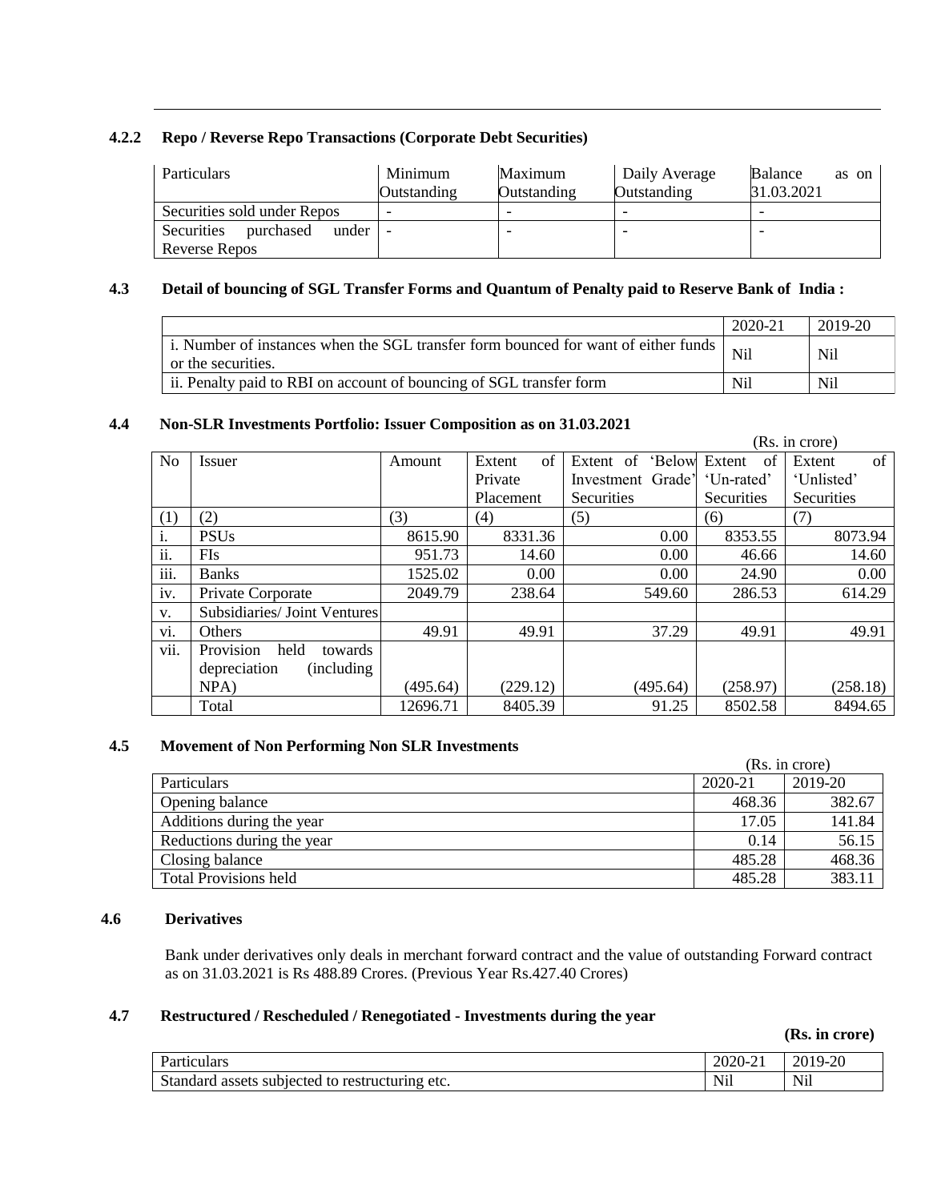### 4.2.2 Repo / Reverse Repo Transactions (Corporate Debt Securities)

| Particulars | Minimum Outstanding | Maximum Outstanding | Daily Average Outstanding | Balance as on 31.03.2021 |
|---|---|---|---|---|
| Securities sold under Repos | - | - | - | - |
| Securities purchased under Reverse Repos | - | - | - | - |

### 4.3 Detail of bouncing of SGL Transfer Forms and Quantum of Penalty paid to Reserve Bank of India :

| | 2020-21 | 2019-20 |
|---|---|---|
| i. Number of instances when the SGL transfer form bounced for want of either funds or the securities. | Nil | Nil |
| ii. Penalty paid to RBI on account of bouncing of SGL transfer form | Nil | Nil |

### 4.4 Non-SLR Investments Portfolio: Issuer Composition as on 31.03.2021

(Rs. in crore)

| No | Issuer | Amount | Extent of Private Placement | Extent of 'Below Investment Grade' Securities | Extent of 'Un-rated' Securities | Extent of 'Unlisted' Securities |
|---|---|---|---|---|---|---|
| (1) | (2) | (3) | (4) | (5) | (6) | (7) |
| i. | PSUs | 8615.90 | 8331.36 | 0.00 | 8353.55 | 8073.94 |
| ii. | FIs | 951.73 | 14.60 | 0.00 | 46.66 | 14.60 |
| iii. | Banks | 1525.02 | 0.00 | 0.00 | 24.90 | 0.00 |
| iv. | Private Corporate | 2049.79 | 238.64 | 549.60 | 286.53 | 614.29 |
| v. | Subsidiaries/ Joint Ventures | | | | | |
| vi. | Others | 49.91 | 49.91 | 37.29 | 49.91 | 49.91 |
| vii. | Provision held towards depreciation (including NPA) | (495.64) | (229.12) | (495.64) | (258.97) | (258.18) |
| | Total | 12696.71 | 8405.39 | 91.25 | 8502.58 | 8494.65 |

### 4.5 Movement of Non Performing Non SLR Investments

(Rs. in crore)

| Particulars | 2020-21 | 2019-20 |
|---|---|---|
| Opening balance | 468.36 | 382.67 |
| Additions during the year | 17.05 | 141.84 |
| Reductions during the year | 0.14 | 56.15 |
| Closing balance | 485.28 | 468.36 |
| Total Provisions held | 485.28 | 383.11 |

### 4.6 Derivatives

Bank under derivatives only deals in merchant forward contract and the value of outstanding Forward contract as on 31.03.2021 is Rs 488.89 Crores. (Previous Year Rs.427.40 Crores)

### 4.7 Restructured / Rescheduled / Renegotiated - Investments during the year

**(Rs. in crore)**

| Particulars | 2020-21 | 2019-20 |
|---|---|---|
| Standard assets subjected to restructuring etc. | Nil | Nil |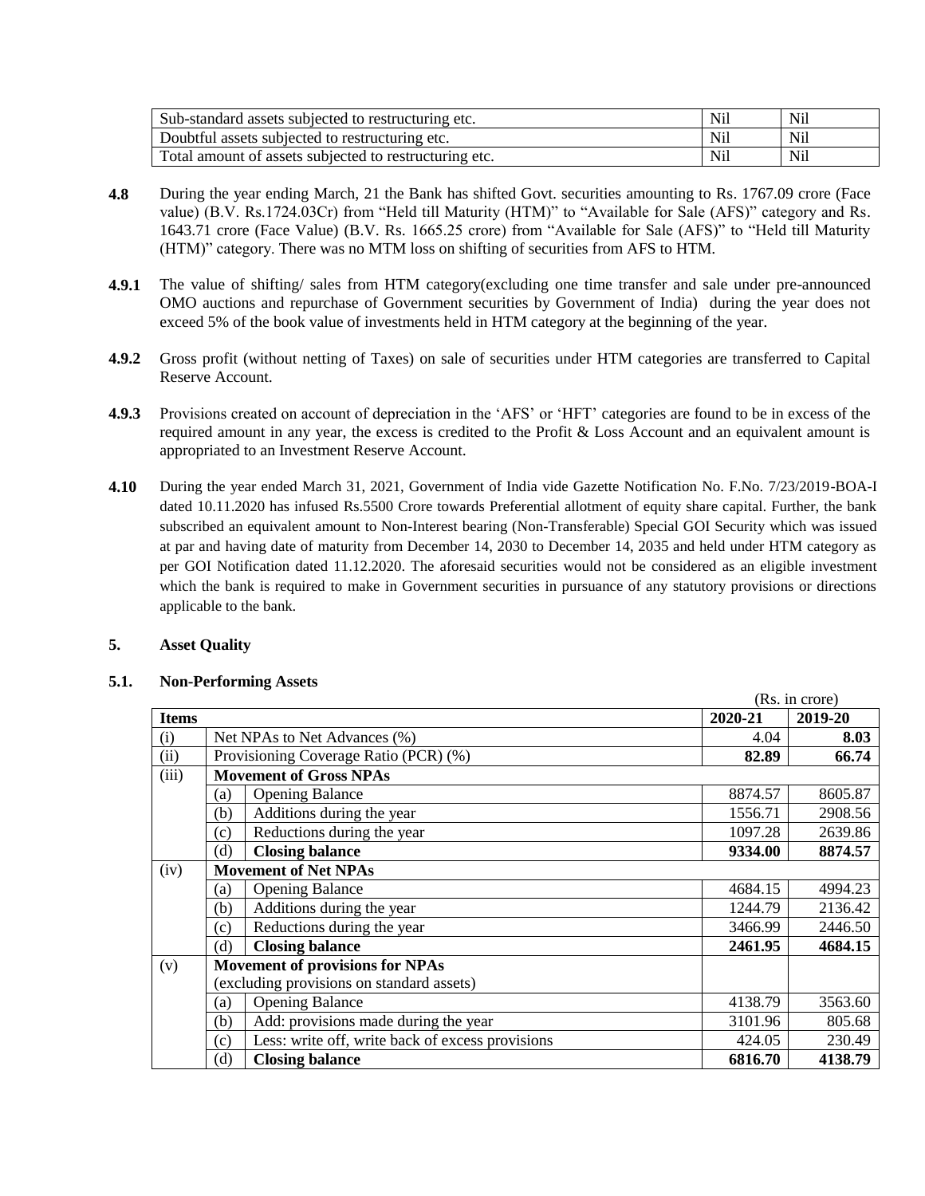| Sub-standard assets subjected to restructuring etc. | Nil | Nil |
|---|---|---|
| Doubtful assets subjected to restructuring etc. | Nil | Nil |
| Total amount of assets subjected to restructuring etc. | Nil | Nil |

**4.8** During the year ending March, 21 the Bank has shifted Govt. securities amounting to Rs. 1767.09 crore (Face value) (B.V. Rs.1724.03Cr) from "Held till Maturity (HTM)" to "Available for Sale (AFS)" category and Rs. 1643.71 crore (Face Value) (B.V. Rs. 1665.25 crore) from "Available for Sale (AFS)" to "Held till Maturity (HTM)" category. There was no MTM loss on shifting of securities from AFS to HTM.

**4.9.1** The value of shifting/ sales from HTM category(excluding one time transfer and sale under pre-announced OMO auctions and repurchase of Government securities by Government of India) during the year does not exceed 5% of the book value of investments held in HTM category at the beginning of the year.

**4.9.2** Gross profit (without netting of Taxes) on sale of securities under HTM categories are transferred to Capital Reserve Account.

**4.9.3** Provisions created on account of depreciation in the 'AFS' or 'HFT' categories are found to be in excess of the required amount in any year, the excess is credited to the Profit & Loss Account and an equivalent amount is appropriated to an Investment Reserve Account.

**4.10** During the year ended March 31, 2021, Government of India vide Gazette Notification No. F.No. 7/23/2019-BOA-I dated 10.11.2020 has infused Rs.5500 Crore towards Preferential allotment of equity share capital. Further, the bank subscribed an equivalent amount to Non-Interest bearing (Non-Transferable) Special GOI Security which was issued at par and having date of maturity from December 14, 2030 to December 14, 2035 and held under HTM category as per GOI Notification dated 11.12.2020. The aforesaid securities would not be considered as an eligible investment which the bank is required to make in Government securities in pursuance of any statutory provisions or directions applicable to the bank.

## 5. Asset Quality

### 5.1. Non-Performing Assets

(Rs. in crore)

| Items | | | 2020-21 | 2019-20 |
|---|---|---|---|---|
| (i) | Net NPAs to Net Advances (%) | | 4.04 | **8.03** |
| (ii) | Provisioning Coverage Ratio (PCR) (%) | | **82.89** | **66.74** |
| (iii) | **Movement of Gross NPAs** | | | |
| | (a) | Opening Balance | 8874.57 | 8605.87 |
| | (b) | Additions during the year | 1556.71 | 2908.56 |
| | (c) | Reductions during the year | 1097.28 | 2639.86 |
| | (d) | **Closing balance** | **9334.00** | **8874.57** |
| (iv) | **Movement of Net NPAs** | | | |
| | (a) | Opening Balance | 4684.15 | 4994.23 |
| | (b) | Additions during the year | 1244.79 | 2136.42 |
| | (c) | Reductions during the year | 3466.99 | 2446.50 |
| | (d) | **Closing balance** | **2461.95** | **4684.15** |
| (v) | **Movement of provisions for NPAs** (excluding provisions on standard assets) | | | |
| | (a) | Opening Balance | 4138.79 | 3563.60 |
| | (b) | Add: provisions made during the year | 3101.96 | 805.68 |
| | (c) | Less: write off, write back of excess provisions | 424.05 | 230.49 |
| | (d) | **Closing balance** | **6816.70** | **4138.79** |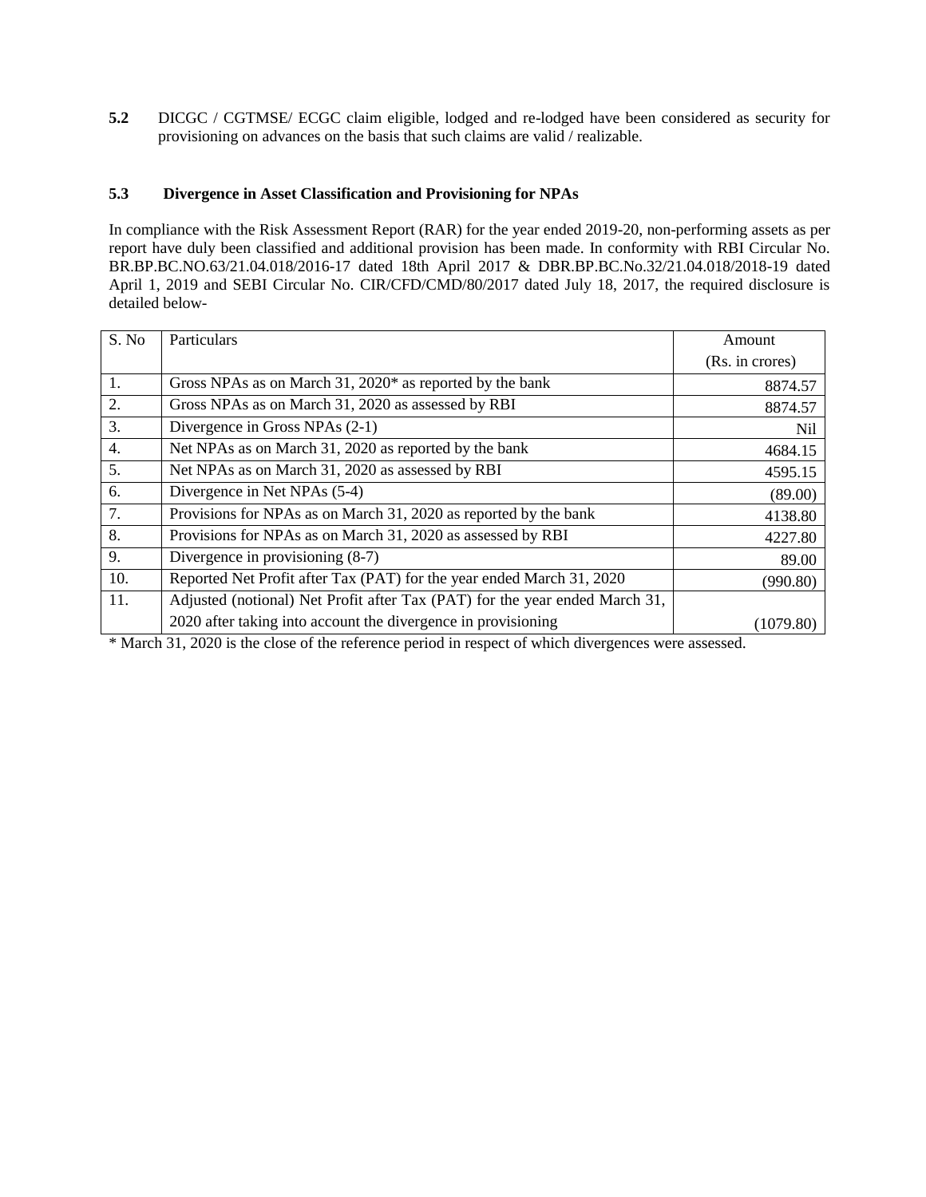**5.2** DICGC / CGTMSE/ ECGC claim eligible, lodged and re-lodged have been considered as security for provisioning on advances on the basis that such claims are valid / realizable.

### 5.3 Divergence in Asset Classification and Provisioning for NPAs

In compliance with the Risk Assessment Report (RAR) for the year ended 2019-20, non-performing assets as per report have duly been classified and additional provision has been made. In conformity with RBI Circular No. BR.BP.BC.NO.63/21.04.018/2016-17 dated 18th April 2017 & DBR.BP.BC.No.32/21.04.018/2018-19 dated April 1, 2019 and SEBI Circular No. CIR/CFD/CMD/80/2017 dated July 18, 2017, the required disclosure is detailed below-

| S. No | Particulars | Amount (Rs. in crores) |
|---|---|---|
| 1. | Gross NPAs as on March 31, 2020* as reported by the bank | 8874.57 |
| 2. | Gross NPAs as on March 31, 2020 as assessed by RBI | 8874.57 |
| 3. | Divergence in Gross NPAs (2-1) | Nil |
| 4. | Net NPAs as on March 31, 2020 as reported by the bank | 4684.15 |
| 5. | Net NPAs as on March 31, 2020 as assessed by RBI | 4595.15 |
| 6. | Divergence in Net NPAs (5-4) | (89.00) |
| 7. | Provisions for NPAs as on March 31, 2020 as reported by the bank | 4138.80 |
| 8. | Provisions for NPAs as on March 31, 2020 as assessed by RBI | 4227.80 |
| 9. | Divergence in provisioning (8-7) | 89.00 |
| 10. | Reported Net Profit after Tax (PAT) for the year ended March 31, 2020 | (990.80) |
| 11. | Adjusted (notional) Net Profit after Tax (PAT) for the year ended March 31, 2020 after taking into account the divergence in provisioning | (1079.80) |

* March 31, 2020 is the close of the reference period in respect of which divergences were assessed.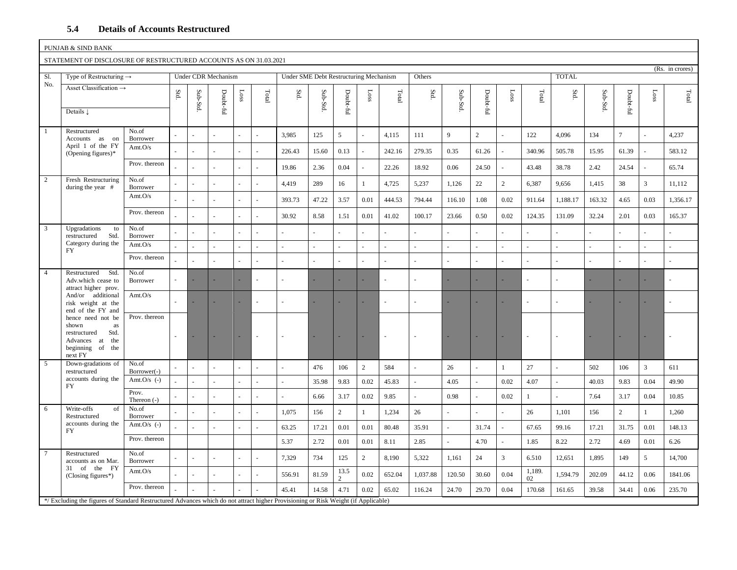### 5.4 Details of Accounts Restructured

PUNJAB & SIND BANK

STATEMENT OF DISCLOSURE OF RESTRUCTURED ACCOUNTS AS ON 31.03.2021

(Rs. in crores)

| Sl. No. | Type of Restructuring → | | Under CDR Mechanism | | | | | Under SME Debt Restructuring Mechanism | | | | | Others | | | | | TOTAL | | | | |
|---|---|---|---|---|---|---|---|---|---|---|---|---|---|---|---|---|---|---|---|---|---|---|
| | Asset Classification → Details ↓ | | Std. | Sub-Std. | Doubt-ful | Loss | Total | Std. | Sub-Std. | Doubt-ful | Loss | Total | Std. | Sub-Std. | Doubt-ful | Loss | Total | Std. | Sub-Std. | Doubt-ful | Loss | Total |
| 1 | Restructured Accounts as on April 1 of the FY (Opening figures)* | No.of Borrower | - | - | - | - | - | 3,985 | 125 | 5 | - | 4,115 | 111 | 9 | 2 | - | 122 | 4,096 | 134 | 7 | - | 4,237 |
| | | Amt.O/s | - | - | - | - | - | 226.43 | 15.60 | 0.13 | - | 242.16 | 279.35 | 0.35 | 61.26 | - | 340.96 | 505.78 | 15.95 | 61.39 | - | 583.12 |
| | | Prov. thereon | - | - | - | - | - | 19.86 | 2.36 | 0.04 | - | 22.26 | 18.92 | 0.06 | 24.50 | - | 43.48 | 38.78 | 2.42 | 24.54 | - | 65.74 |
| 2 | Fresh Restructuring during the year # | No.of Borrower | - | - | - | - | - | 4,419 | 289 | 16 | 1 | 4,725 | 5,237 | 1,126 | 22 | 2 | 6,387 | 9,656 | 1,415 | 38 | 3 | 11,112 |
| | | Amt.O/s | - | - | - | - | - | 393.73 | 47.22 | 3.57 | 0.01 | 444.53 | 794.44 | 116.10 | 1.08 | 0.02 | 911.64 | 1,188.17 | 163.32 | 4.65 | 0.03 | 1,356.17 |
| | | Prov. thereon | - | - | - | - | - | 30.92 | 8.58 | 1.51 | 0.01 | 41.02 | 100.17 | 23.66 | 0.50 | 0.02 | 124.35 | 131.09 | 32.24 | 2.01 | 0.03 | 165.37 |
| 3 | Upgradations to restructured Std. Category during the FY | No.of Borrower | - | - | - | - | - | - | - | - | - | - | - | - | - | - | - | - | - | - | - | - |
| | | Amt.O/s | - | - | - | - | - | - | - | - | - | - | - | - | - | - | - | - | - | - | - | - |
| | | Prov. thereon | - | - | - | - | - | - | - | - | - | - | - | - | - | - | - | - | - | - | - | - |
| 4 | Restructured Std. Adv.which cease to attract higher prov. And/or additional risk weight at the end of the FY and hence need not be shown as restructured Std. Advances at the beginning of the next FY | No.of Borrower | - | - | - | - | - | - | - | - | - | - | - | - | - | - | - | - | - | - | - | - |
| | | Amt.O/s | - | - | - | - | - | - | - | - | - | - | - | - | - | - | - | - | - | - | - | - |
| | | Prov. thereon | - | - | - | - | - | - | - | - | - | - | - | - | - | - | - | - | - | - | - | - |
| 5 | Down-gradations of restructured accounts during the FY | No.of Borrower(-) | - | - | - | - | - | - | 476 | 106 | 2 | 584 | - | 26 | - | 1 | 27 | - | 502 | 106 | 3 | 611 |
| | | Amt.O/s (-) | - | - | - | - | - | - | 35.98 | 9.83 | 0.02 | 45.83 | - | 4.05 | - | 0.02 | 4.07 | - | 40.03 | 9.83 | 0.04 | 49.90 |
| | | Prov. Thereon (-) | - | - | - | - | - | - | 6.66 | 3.17 | 0.02 | 9.85 | - | 0.98 | - | 0.02 | 1 | - | 7.64 | 3.17 | 0.04 | 10.85 |
| 6 | Write-offs of Restructured accounts during the FY | No.of Borrower | - | - | - | - | - | 1,075 | 156 | 2 | 1 | 1,234 | 26 | - | - | - | 26 | 1,101 | 156 | 2 | 1 | 1,260 |
| | | Amt.O/s (-) | - | - | - | - | - | 63.25 | 17.21 | 0.01 | 0.01 | 80.48 | 35.91 | - | 31.74 | - | 67.65 | 99.16 | 17.21 | 31.75 | 0.01 | 148.13 |
| | | Prov. thereon | | | | | | 5.37 | 2.72 | 0.01 | 0.01 | 8.11 | 2.85 | - | 4.70 | - | 1.85 | 8.22 | 2.72 | 4.69 | 0.01 | 6.26 |
| 7 | Restructured accounts as on Mar. 31 of the FY (Closing figures*) | No.of Borrower | - | - | - | - | - | 7,329 | 734 | 125 | 2 | 8,190 | 5,322 | 1,161 | 24 | 3 | 6.510 | 12,651 | 1,895 | 149 | 5 | 14,700 |
| | | Amt.O/s | - | - | - | - | - | 556.91 | 81.59 | 13.52 | 0.02 | 652.04 | 1,037.88 | 120.50 | 30.60 | 0.04 | 1,189.02 | 1,594.79 | 202.09 | 44.12 | 0.06 | 1841.06 |
| | | Prov. thereon | - | - | - | - | - | 45.41 | 14.58 | 4.71 | 0.02 | 65.02 | 116.24 | 24.70 | 29.70 | 0.04 | 170.68 | 161.65 | 39.58 | 34.41 | 0.06 | 235.70 |

*/ Excluding the figures of Standard Restructured Advances which do not attract higher Provisioning or Risk Weight (if Applicable)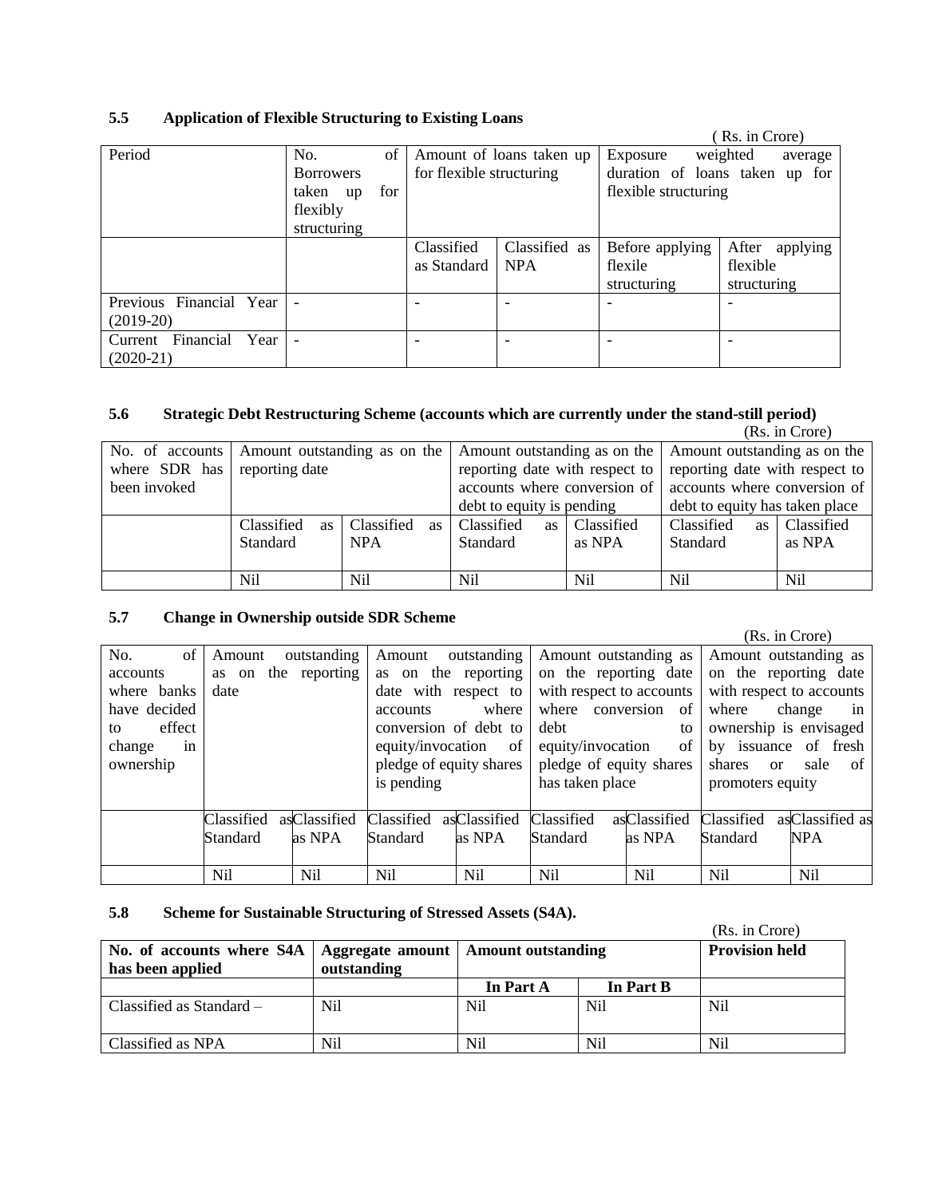### 5.5 Application of Flexible Structuring to Existing Loans

( Rs. in Crore)

| Period | No. of Borrowers taken up for flexibly structuring | Amount of loans taken up for flexible structuring | | Exposure weighted average duration of loans taken up for flexible structuring | |
|---|---|---|---|---|---|
| | | Classified as Standard | Classified as NPA | Before applying flexile structuring | After applying flexible structuring |
| Previous Financial Year (2019-20) | - | - | - | - | - |
| Current Financial Year (2020-21) | - | - | - | - | - |

### 5.6 Strategic Debt Restructuring Scheme (accounts which are currently under the stand-still period)

(Rs. in Crore)

| No. of accounts where SDR has been invoked | Amount outstanding as on the reporting date | | Amount outstanding as on the reporting date with respect to accounts where conversion of debt to equity is pending | | Amount outstanding as on the reporting date with respect to accounts where conversion of debt to equity has taken place | |
|---|---|---|---|---|---|---|
| | Classified as Standard | Classified as NPA | Classified as Standard | Classified as NPA | Classified as Standard | Classified as NPA |
| | Nil | Nil | Nil | Nil | Nil | Nil |

### 5.7 Change in Ownership outside SDR Scheme

(Rs. in Crore)

| No. of accounts where banks have decided to effect change in ownership | Amount outstanding as on the reporting date | | Amount outstanding as on the reporting date with respect to accounts where conversion of debt to equity/invocation of pledge of equity shares is pending | | Amount outstanding as on the reporting date with respect to accounts where conversion of debt to equity/invocation of pledge of equity shares has taken place | | Amount outstanding as on the reporting date with respect to accounts where change in ownership is envisaged by issuance of fresh shares or sale of promoters equity | |
|---|---|---|---|---|---|---|---|---|
| | Classified as Standard | Classified as NPA | Classified as Standard | Classified as NPA | Classified as Standard | Classified as NPA | Classified as Standard | Classified as NPA |
| | Nil | Nil | Nil | Nil | Nil | Nil | Nil | Nil |

### 5.8 Scheme for Sustainable Structuring of Stressed Assets (S4A).

(Rs. in Crore)

| **No. of accounts where S4A has been applied** | **Aggregate amount outstanding** | **Amount outstanding** | | **Provision held** |
|---|---|---|---|---|
| | | **In Part A** | **In Part B** | |
| Classified as Standard – | Nil | Nil | Nil | Nil |
| Classified as NPA | Nil | Nil | Nil | Nil |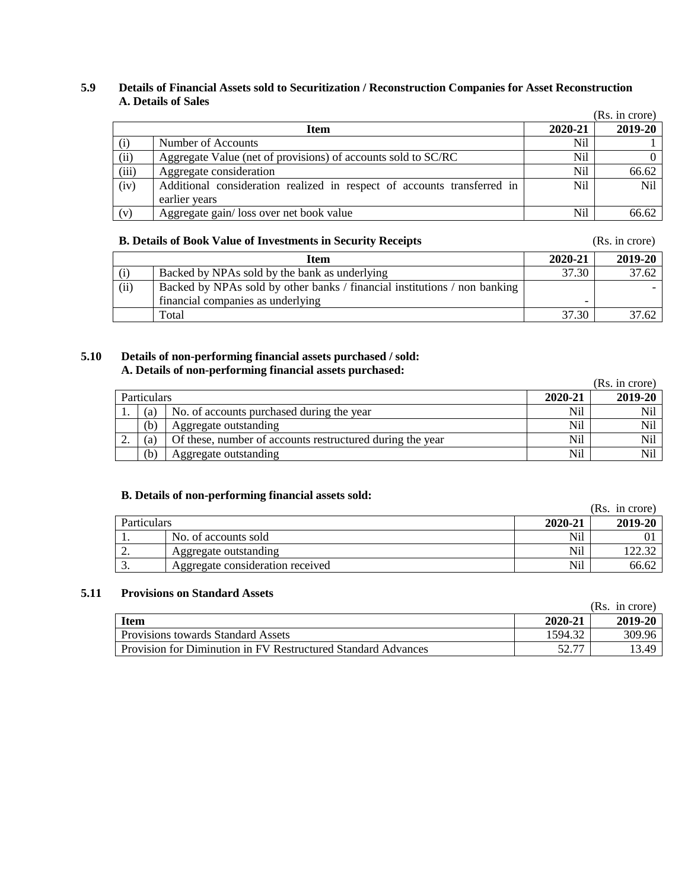### 5.9 Details of Financial Assets sold to Securitization / Reconstruction Companies for Asset Reconstruction

**A. Details of Sales**

(Rs. in crore)

| | Item | 2020-21 | 2019-20 |
|---|---|---|---|
| (i) | Number of Accounts | Nil | 1 |
| (ii) | Aggregate Value (net of provisions) of accounts sold to SC/RC | Nil | 0 |
| (iii) | Aggregate consideration | Nil | 66.62 |
| (iv) | Additional consideration realized in respect of accounts transferred in earlier years | Nil | Nil |
| (v) | Aggregate gain/ loss over net book value | Nil | 66.62 |

**B. Details of Book Value of Investments in Security Receipts** (Rs. in crore)

| | Item | 2020-21 | 2019-20 |
|---|---|---|---|
| (i) | Backed by NPAs sold by the bank as underlying | 37.30 | 37.62 |
| (ii) | Backed by NPAs sold by other banks / financial institutions / non banking financial companies as underlying | - | - |
| | Total | 37.30 | 37.62 |

### 5.10 Details of non-performing financial assets purchased / sold:

**A. Details of non-performing financial assets purchased:**

(Rs. in crore)

| Particulars | | | 2020-21 | 2019-20 |
|---|---|---|---|---|
| 1. | (a) | No. of accounts purchased during the year | Nil | Nil |
| | (b) | Aggregate outstanding | Nil | Nil |
| 2. | (a) | Of these, number of accounts restructured during the year | Nil | Nil |
| | (b) | Aggregate outstanding | Nil | Nil |

**B. Details of non-performing financial assets sold:**

(Rs. in crore)

| Particulars | | 2020-21 | 2019-20 |
|---|---|---|---|
| 1. | No. of accounts sold | Nil | 01 |
| 2. | Aggregate outstanding | Nil | 122.32 |
| 3. | Aggregate consideration received | Nil | 66.62 |

### 5.11 Provisions on Standard Assets

(Rs. in crore)

| Item | 2020-21 | 2019-20 |
|---|---|---|
| Provisions towards Standard Assets | 1594.32 | 309.96 |
| Provision for Diminution in FV Restructured Standard Advances | 52.77 | 13.49 |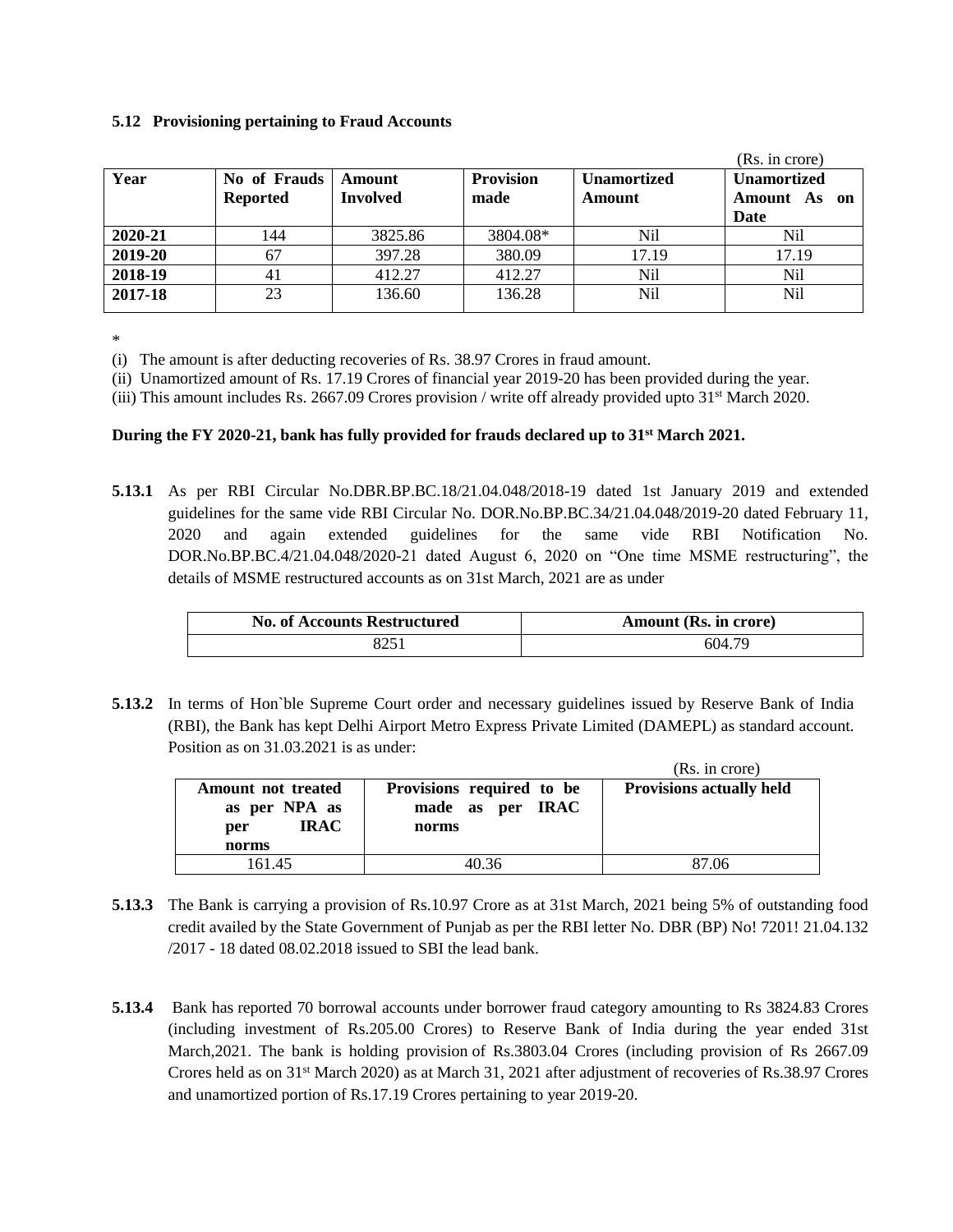### 5.12 Provisioning pertaining to Fraud Accounts

(Rs. in crore)

| Year | No of Frauds Reported | Amount Involved | Provision made | Unamortized Amount | Unamortized Amount As on Date |
|---|---|---|---|---|---|
| **2020-21** | 144 | 3825.86 | 3804.08* | Nil | Nil |
| **2019-20** | 67 | 397.28 | 380.09 | 17.19 | 17.19 |
| **2018-19** | 41 | 412.27 | 412.27 | Nil | Nil |
| **2017-18** | 23 | 136.60 | 136.28 | Nil | Nil |

*

(i) The amount is after deducting recoveries of Rs. 38.97 Crores in fraud amount.

(ii) Unamortized amount of Rs. 17.19 Crores of financial year 2019-20 has been provided during the year.

(iii) This amount includes Rs. 2667.09 Crores provision / write off already provided upto 31st March 2020.

**During the FY 2020-21, bank has fully provided for frauds declared up to 31st March 2021.**

**5.13.1** As per RBI Circular No.DBR.BP.BC.18/21.04.048/2018-19 dated 1st January 2019 and extended guidelines for the same vide RBI Circular No. DOR.No.BP.BC.34/21.04.048/2019-20 dated February 11, 2020 and again extended guidelines for the same vide RBI Notification No. DOR.No.BP.BC.4/21.04.048/2020-21 dated August 6, 2020 on "One time MSME restructuring", the details of MSME restructured accounts as on 31st March, 2021 are as under

| No. of Accounts Restructured | Amount (Rs. in crore) |
|---|---|
| 8251 | 604.79 |

**5.13.2** In terms of Hon`ble Supreme Court order and necessary guidelines issued by Reserve Bank of India (RBI), the Bank has kept Delhi Airport Metro Express Private Limited (DAMEPL) as standard account. Position as on 31.03.2021 is as under:

(Rs. in crore)

| Amount not treated as per NPA as per IRAC norms | Provisions required to be made as per IRAC norms | Provisions actually held |
|---|---|---|
| 161.45 | 40.36 | 87.06 |

**5.13.3** The Bank is carrying a provision of Rs.10.97 Crore as at 31st March, 2021 being 5% of outstanding food credit availed by the State Government of Punjab as per the RBI letter No. DBR (BP) No! 7201! 21.04.132 /2017 - 18 dated 08.02.2018 issued to SBI the lead bank.

**5.13.4** Bank has reported 70 borrowal accounts under borrower fraud category amounting to Rs 3824.83 Crores (including investment of Rs.205.00 Crores) to Reserve Bank of India during the year ended 31st March,2021. The bank is holding provision of Rs.3803.04 Crores (including provision of Rs 2667.09 Crores held as on 31st March 2020) as at March 31, 2021 after adjustment of recoveries of Rs.38.97 Crores and unamortized portion of Rs.17.19 Crores pertaining to year 2019-20.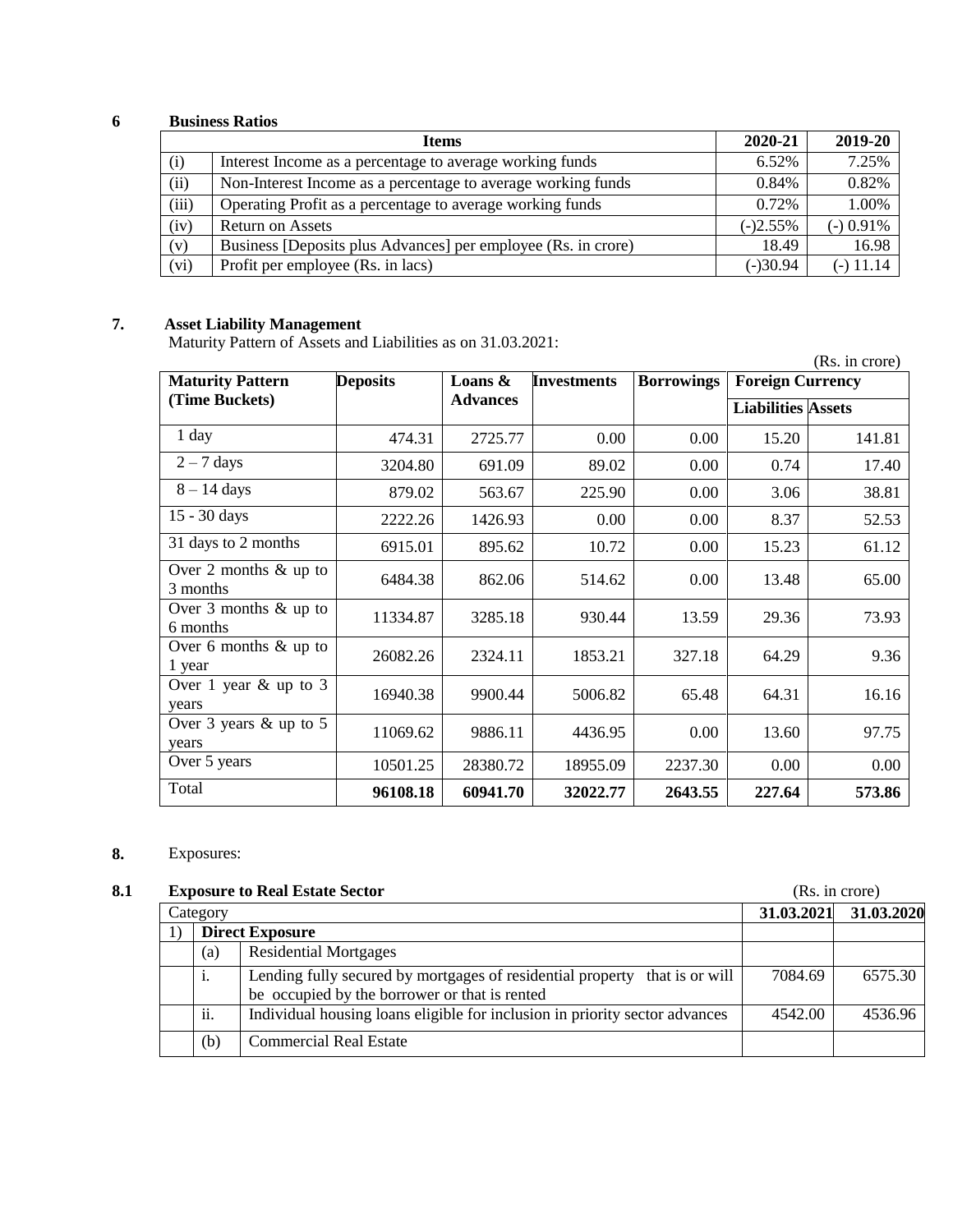## 6 Business Ratios

| | Items | 2020-21 | 2019-20 |
|---|---|---|---|
| (i) | Interest Income as a percentage to average working funds | 6.52% | 7.25% |
| (ii) | Non-Interest Income as a percentage to average working funds | 0.84% | 0.82% |
| (iii) | Operating Profit as a percentage to average working funds | 0.72% | 1.00% |
| (iv) | Return on Assets | (-)2.55% | (-) 0.91% |
| (v) | Business [Deposits plus Advances] per employee (Rs. in crore) | 18.49 | 16.98 |
| (vi) | Profit per employee (Rs. in lacs) | (-)30.94 | (-) 11.14 |

## 7. Asset Liability Management

Maturity Pattern of Assets and Liabilities as on 31.03.2021:

(Rs. in crore)

| Maturity Pattern (Time Buckets) | Deposits | Loans & Advances | Investments | Borrowings | Foreign Currency | |
|---|---|---|---|---|---|---|
| | | | | | Liabilities | Assets |
| 1 day | 474.31 | 2725.77 | 0.00 | 0.00 | 15.20 | 141.81 |
| 2 – 7 days | 3204.80 | 691.09 | 89.02 | 0.00 | 0.74 | 17.40 |
| 8 – 14 days | 879.02 | 563.67 | 225.90 | 0.00 | 3.06 | 38.81 |
| 15 - 30 days | 2222.26 | 1426.93 | 0.00 | 0.00 | 8.37 | 52.53 |
| 31 days to 2 months | 6915.01 | 895.62 | 10.72 | 0.00 | 15.23 | 61.12 |
| Over 2 months & up to 3 months | 6484.38 | 862.06 | 514.62 | 0.00 | 13.48 | 65.00 |
| Over 3 months & up to 6 months | 11334.87 | 3285.18 | 930.44 | 13.59 | 29.36 | 73.93 |
| Over 6 months & up to 1 year | 26082.26 | 2324.11 | 1853.21 | 327.18 | 64.29 | 9.36 |
| Over 1 year & up to 3 years | 16940.38 | 9900.44 | 5006.82 | 65.48 | 64.31 | 16.16 |
| Over 3 years & up to 5 years | 11069.62 | 9886.11 | 4436.95 | 0.00 | 13.60 | 97.75 |
| Over 5 years | 10501.25 | 28380.72 | 18955.09 | 2237.30 | 0.00 | 0.00 |
| Total | **96108.18** | **60941.70** | **32022.77** | **2643.55** | **227.64** | **573.86** |

## 8. Exposures:

### 8.1 Exposure to Real Estate Sector

(Rs. in crore)

| Category | | | 31.03.2021 | 31.03.2020 |
|---|---|---|---|---|
| 1) | **Direct Exposure** | | | |
| | (a) | Residential Mortgages | | |
| | i. | Lending fully secured by mortgages of residential property that is or will be occupied by the borrower or that is rented | 7084.69 | 6575.30 |
| | ii. | Individual housing loans eligible for inclusion in priority sector advances | 4542.00 | 4536.96 |
| | (b) | Commercial Real Estate | | |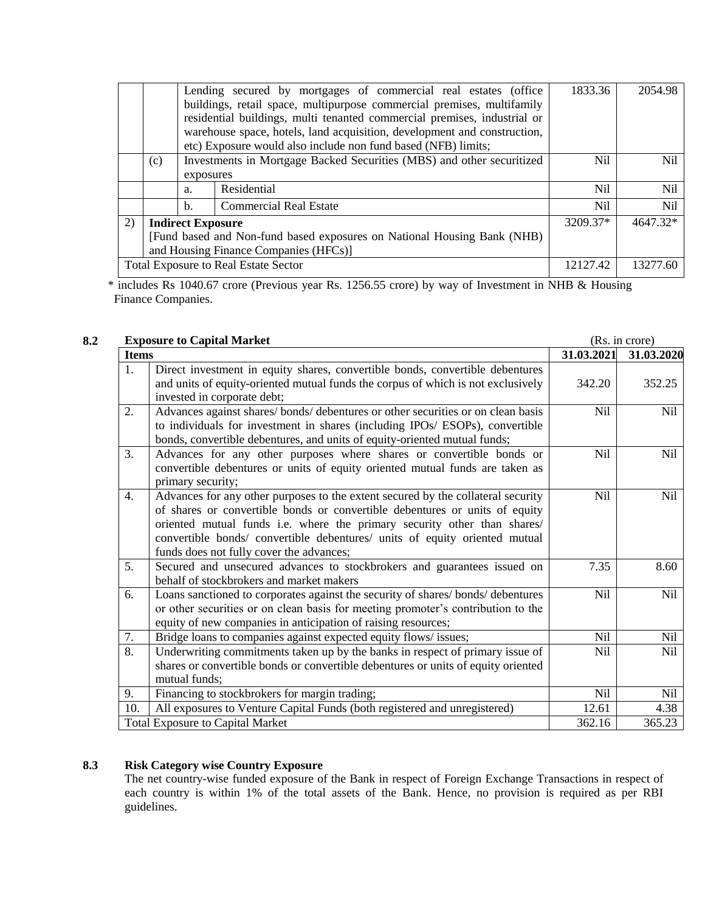| | | | | | |
|---|---|---|---|---|---|
| | | Lending secured by mortgages of commercial real estates (office buildings, retail space, multipurpose commercial premises, multifamily residential buildings, multi tenanted commercial premises, industrial or warehouse space, hotels, land acquisition, development and construction, etc) Exposure would also include non fund based (NFB) limits; | | 1833.36 | 2054.98 |
| | (c) | Investments in Mortgage Backed Securities (MBS) and other securitized exposures | | Nil | Nil |
| | | a. | Residential | Nil | Nil |
| | | b. | Commercial Real Estate | Nil | Nil |
| 2) | **Indirect Exposure** [Fund based and Non-fund based exposures on National Housing Bank (NHB) and Housing Finance Companies (HFCs)] | | | 3209.37* | 4647.32* |
| Total Exposure to Real Estate Sector | | | | 12127.42 | 13277.60 |

\* includes Rs 1040.67 crore (Previous year Rs. 1256.55 crore) by way of Investment in NHB & Housing Finance Companies.

## 8.2 Exposure to Capital Market

(Rs. in crore)

| Items | | 31.03.2021 | 31.03.2020 |
|---|---|---|---|
| 1. | Direct investment in equity shares, convertible bonds, convertible debentures and units of equity-oriented mutual funds the corpus of which is not exclusively invested in corporate debt; | 342.20 | 352.25 |
| 2. | Advances against shares/ bonds/ debentures or other securities or on clean basis to individuals for investment in shares (including IPOs/ ESOPs), convertible bonds, convertible debentures, and units of equity-oriented mutual funds; | Nil | Nil |
| 3. | Advances for any other purposes where shares or convertible bonds or convertible debentures or units of equity oriented mutual funds are taken as primary security; | Nil | Nil |
| 4. | Advances for any other purposes to the extent secured by the collateral security of shares or convertible bonds or convertible debentures or units of equity oriented mutual funds i.e. where the primary security other than shares/ convertible bonds/ convertible debentures/ units of equity oriented mutual funds does not fully cover the advances; | Nil | Nil |
| 5. | Secured and unsecured advances to stockbrokers and guarantees issued on behalf of stockbrokers and market makers | 7.35 | 8.60 |
| 6. | Loans sanctioned to corporates against the security of shares/ bonds/ debentures or other securities or on clean basis for meeting promoter's contribution to the equity of new companies in anticipation of raising resources; | Nil | Nil |
| 7. | Bridge loans to companies against expected equity flows/ issues; | Nil | Nil |
| 8. | Underwriting commitments taken up by the banks in respect of primary issue of shares or convertible bonds or convertible debentures or units of equity oriented mutual funds; | Nil | Nil |
| 9. | Financing to stockbrokers for margin trading; | Nil | Nil |
| 10. | All exposures to Venture Capital Funds (both registered and unregistered) | 12.61 | 4.38 |
| Total Exposure to Capital Market | | 362.16 | 365.23 |

## 8.3 Risk Category wise Country Exposure

The net country-wise funded exposure of the Bank in respect of Foreign Exchange Transactions in respect of each country is within 1% of the total assets of the Bank. Hence, no provision is required as per RBI guidelines.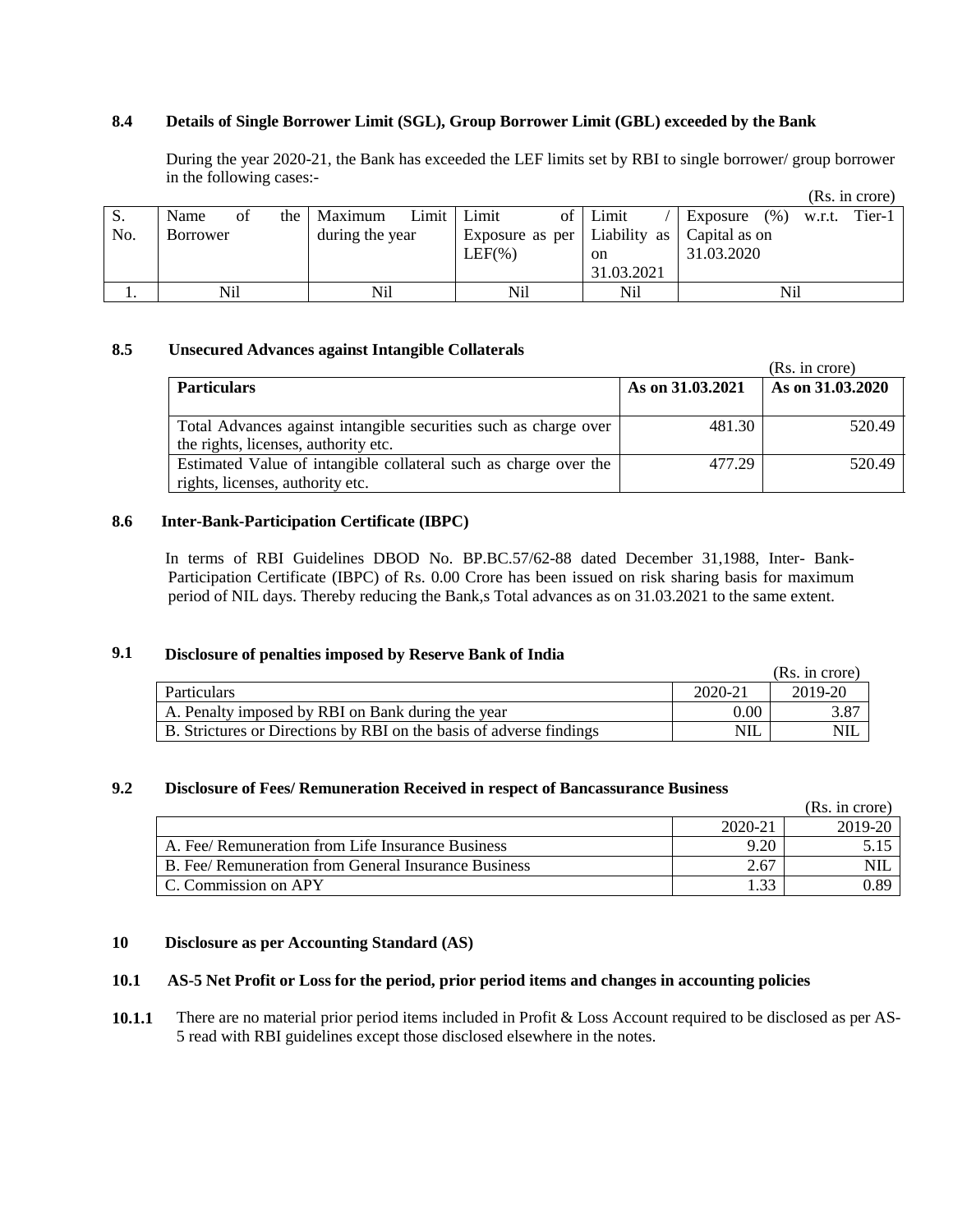### 8.4 Details of Single Borrower Limit (SGL), Group Borrower Limit (GBL) exceeded by the Bank

During the year 2020-21, the Bank has exceeded the LEF limits set by RBI to single borrower/ group borrower in the following cases:-

(Rs. in crore)

| S. No. | Name of the Borrower | Maximum Limit during the year | Limit of Exposure as per LEF(%) | Limit / Liability as on 31.03.2021 | Exposure (%) w.r.t. Tier-1 Capital as on 31.03.2020 |
|---|---|---|---|---|---|
| 1. | Nil | Nil | Nil | Nil | Nil |

### 8.5 Unsecured Advances against Intangible Collaterals

(Rs. in crore)

| Particulars | As on 31.03.2021 | As on 31.03.2020 |
|---|---|---|
| Total Advances against intangible securities such as charge over the rights, licenses, authority etc. | 481.30 | 520.49 |
| Estimated Value of intangible collateral such as charge over the rights, licenses, authority etc. | 477.29 | 520.49 |

### 8.6 Inter-Bank-Participation Certificate (IBPC)

In terms of RBI Guidelines DBOD No. BP.BC.57/62-88 dated December 31,1988, Inter- Bank-Participation Certificate (IBPC) of Rs. 0.00 Crore has been issued on risk sharing basis for maximum period of NIL days. Thereby reducing the Bank,s Total advances as on 31.03.2021 to the same extent.

### 9.1 Disclosure of penalties imposed by Reserve Bank of India

(Rs. in crore)

| Particulars | 2020-21 | 2019-20 |
|---|---|---|
| A. Penalty imposed by RBI on Bank during the year | 0.00 | 3.87 |
| B. Strictures or Directions by RBI on the basis of adverse findings | NIL | NIL |

### 9.2 Disclosure of Fees/ Remuneration Received in respect of Bancassurance Business

(Rs. in crore)

| | 2020-21 | 2019-20 |
|---|---|---|
| A. Fee/ Remuneration from Life Insurance Business | 9.20 | 5.15 |
| B. Fee/ Remuneration from General Insurance Business | 2.67 | NIL |
| C. Commission on APY | 1.33 | 0.89 |

### 10 Disclosure as per Accounting Standard (AS)

### 10.1 AS-5 Net Profit or Loss for the period, prior period items and changes in accounting policies

**10.1.1** There are no material prior period items included in Profit & Loss Account required to be disclosed as per AS-5 read with RBI guidelines except those disclosed elsewhere in the notes.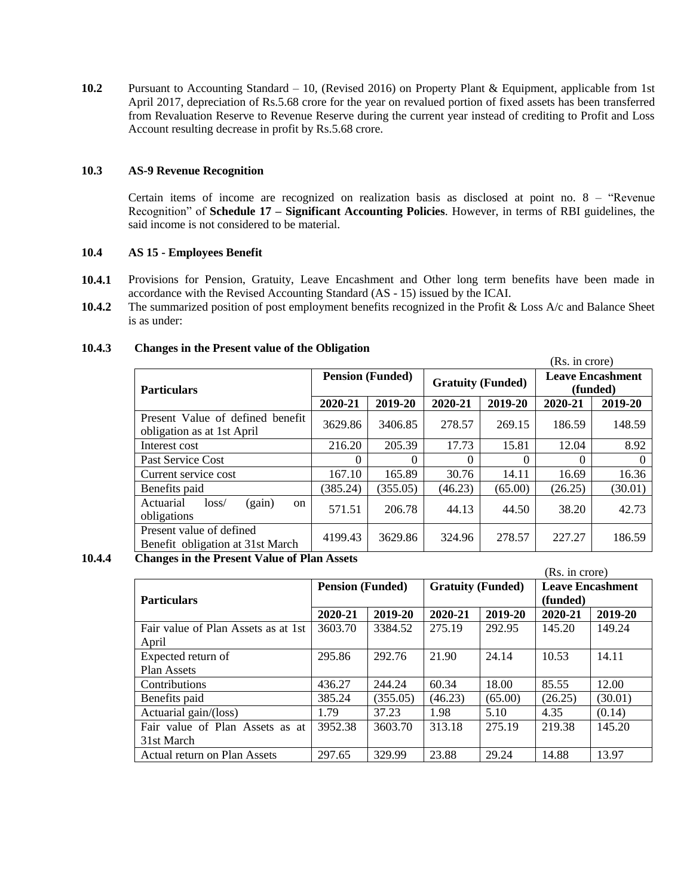**10.2** Pursuant to Accounting Standard – 10, (Revised 2016) on Property Plant & Equipment, applicable from 1st April 2017, depreciation of Rs.5.68 crore for the year on revalued portion of fixed assets has been transferred from Revaluation Reserve to Revenue Reserve during the current year instead of crediting to Profit and Loss Account resulting decrease in profit by Rs.5.68 crore.

**10.3 AS-9 Revenue Recognition**

Certain items of income are recognized on realization basis as disclosed at point no. 8 – "Revenue Recognition" of **Schedule 17 – Significant Accounting Policies**. However, in terms of RBI guidelines, the said income is not considered to be material.

**10.4 AS 15 - Employees Benefit**

**10.4.1** Provisions for Pension, Gratuity, Leave Encashment and Other long term benefits have been made in accordance with the Revised Accounting Standard (AS - 15) issued by the ICAI.

**10.4.2** The summarized position of post employment benefits recognized in the Profit & Loss A/c and Balance Sheet is as under:

**10.4.3 Changes in the Present value of the Obligation**

(Rs. in crore)

| Particulars | Pension (Funded) | | Gratuity (Funded) | | Leave Encashment (funded) | |
|---|---|---|---|---|---|---|
| | 2020-21 | 2019-20 | 2020-21 | 2019-20 | 2020-21 | 2019-20 |
| Present Value of defined benefit obligation as at 1st April | 3629.86 | 3406.85 | 278.57 | 269.15 | 186.59 | 148.59 |
| Interest cost | 216.20 | 205.39 | 17.73 | 15.81 | 12.04 | 8.92 |
| Past Service Cost | 0 | 0 | 0 | 0 | 0 | 0 |
| Current service cost | 167.10 | 165.89 | 30.76 | 14.11 | 16.69 | 16.36 |
| Benefits paid | (385.24) | (355.05) | (46.23) | (65.00) | (26.25) | (30.01) |
| Actuarial loss/ (gain) on obligations | 571.51 | 206.78 | 44.13 | 44.50 | 38.20 | 42.73 |
| Present value of defined Benefit obligation at 31st March | 4199.43 | 3629.86 | 324.96 | 278.57 | 227.27 | 186.59 |

**10.4.4 Changes in the Present Value of Plan Assets**

(Rs. in crore)

| Particulars | Pension (Funded) | | Gratuity (Funded) | | Leave Encashment (funded) | |
|---|---|---|---|---|---|---|
| | 2020-21 | 2019-20 | 2020-21 | 2019-20 | 2020-21 | 2019-20 |
| Fair value of Plan Assets as at 1st April | 3603.70 | 3384.52 | 275.19 | 292.95 | 145.20 | 149.24 |
| Expected return of Plan Assets | 295.86 | 292.76 | 21.90 | 24.14 | 10.53 | 14.11 |
| Contributions | 436.27 | 244.24 | 60.34 | 18.00 | 85.55 | 12.00 |
| Benefits paid | 385.24 | (355.05) | (46.23) | (65.00) | (26.25) | (30.01) |
| Actuarial gain/(loss) | 1.79 | 37.23 | 1.98 | 5.10 | 4.35 | (0.14) |
| Fair value of Plan Assets as at 31st March | 3952.38 | 3603.70 | 313.18 | 275.19 | 219.38 | 145.20 |
| Actual return on Plan Assets | 297.65 | 329.99 | 23.88 | 29.24 | 14.88 | 13.97 |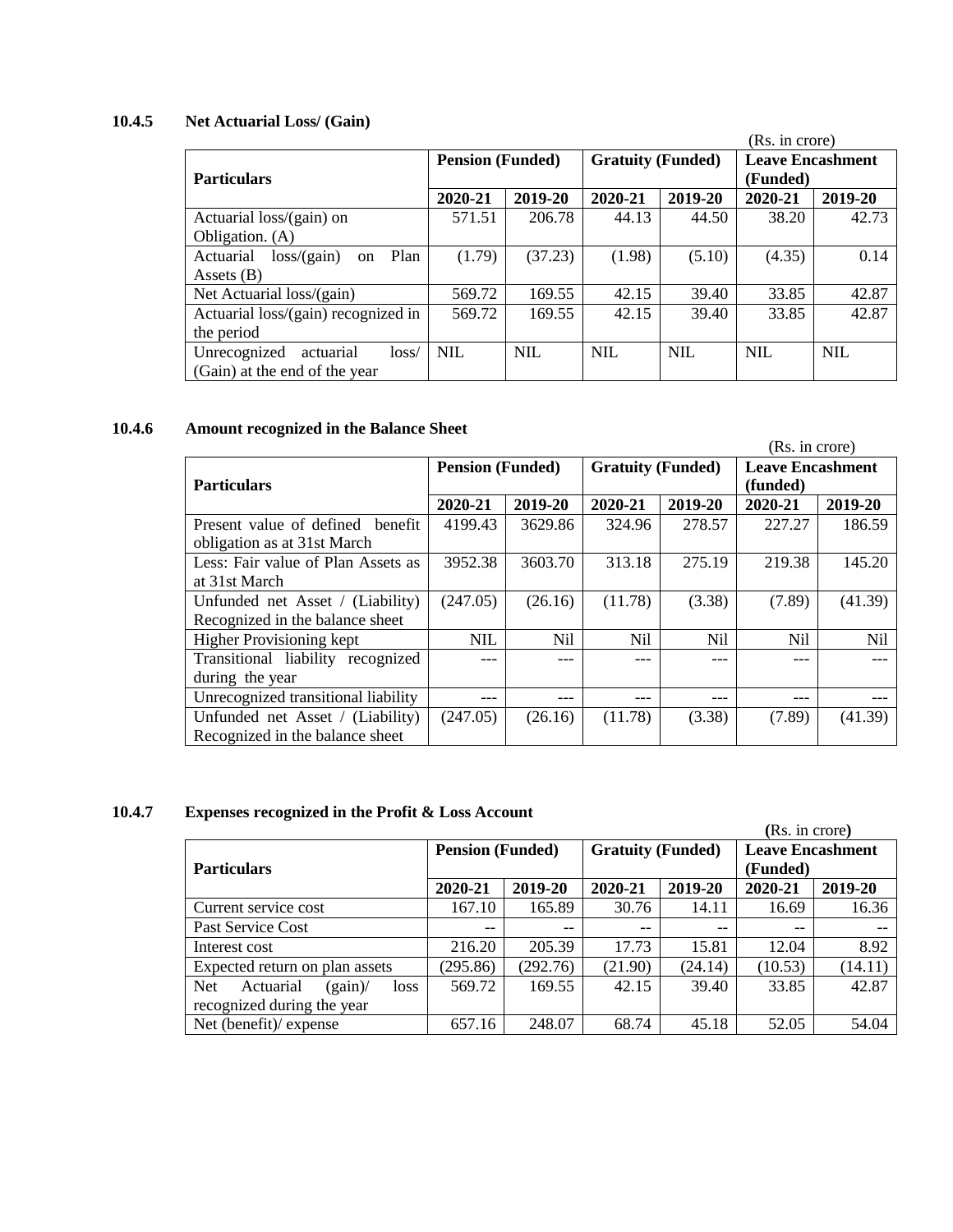### 10.4.5 Net Actuarial Loss/ (Gain)

(Rs. in crore)

| Particulars | Pension (Funded) | | Gratuity (Funded) | | Leave Encashment (Funded) | |
|---|---|---|---|---|---|---|
| | 2020-21 | 2019-20 | 2020-21 | 2019-20 | 2020-21 | 2019-20 |
| Actuarial loss/(gain) on Obligation. (A) | 571.51 | 206.78 | 44.13 | 44.50 | 38.20 | 42.73 |
| Actuarial loss/(gain) on Plan Assets (B) | (1.79) | (37.23) | (1.98) | (5.10) | (4.35) | 0.14 |
| Net Actuarial loss/(gain) | 569.72 | 169.55 | 42.15 | 39.40 | 33.85 | 42.87 |
| Actuarial loss/(gain) recognized in the period | 569.72 | 169.55 | 42.15 | 39.40 | 33.85 | 42.87 |
| Unrecognized actuarial loss/ (Gain) at the end of the year | NIL | NIL | NIL | NIL | NIL | NIL |

### 10.4.6 Amount recognized in the Balance Sheet

(Rs. in crore)

| Particulars | Pension (Funded) | | Gratuity (Funded) | | Leave Encashment (funded) | |
|---|---|---|---|---|---|---|
| | 2020-21 | 2019-20 | 2020-21 | 2019-20 | 2020-21 | 2019-20 |
| Present value of defined benefit obligation as at 31st March | 4199.43 | 3629.86 | 324.96 | 278.57 | 227.27 | 186.59 |
| Less: Fair value of Plan Assets as at 31st March | 3952.38 | 3603.70 | 313.18 | 275.19 | 219.38 | 145.20 |
| Unfunded net Asset / (Liability) Recognized in the balance sheet | (247.05) | (26.16) | (11.78) | (3.38) | (7.89) | (41.39) |
| Higher Provisioning kept | NIL | Nil | Nil | Nil | Nil | Nil |
| Transitional liability recognized during the year | --- | --- | --- | --- | --- | --- |
| Unrecognized transitional liability | --- | --- | --- | --- | --- | --- |
| Unfunded net Asset / (Liability) Recognized in the balance sheet | (247.05) | (26.16) | (11.78) | (3.38) | (7.89) | (41.39) |

### 10.4.7 Expenses recognized in the Profit & Loss Account

(Rs. in crore)

| Particulars | Pension (Funded) | | Gratuity (Funded) | | Leave Encashment (Funded) | |
|---|---|---|---|---|---|---|
| | 2020-21 | 2019-20 | 2020-21 | 2019-20 | 2020-21 | 2019-20 |
| Current service cost | 167.10 | 165.89 | 30.76 | 14.11 | 16.69 | 16.36 |
| Past Service Cost | -- | -- | -- | -- | -- | -- |
| Interest cost | 216.20 | 205.39 | 17.73 | 15.81 | 12.04 | 8.92 |
| Expected return on plan assets | (295.86) | (292.76) | (21.90) | (24.14) | (10.53) | (14.11) |
| Net Actuarial (gain)/ loss recognized during the year | 569.72 | 169.55 | 42.15 | 39.40 | 33.85 | 42.87 |
| Net (benefit)/ expense | 657.16 | 248.07 | 68.74 | 45.18 | 52.05 | 54.04 |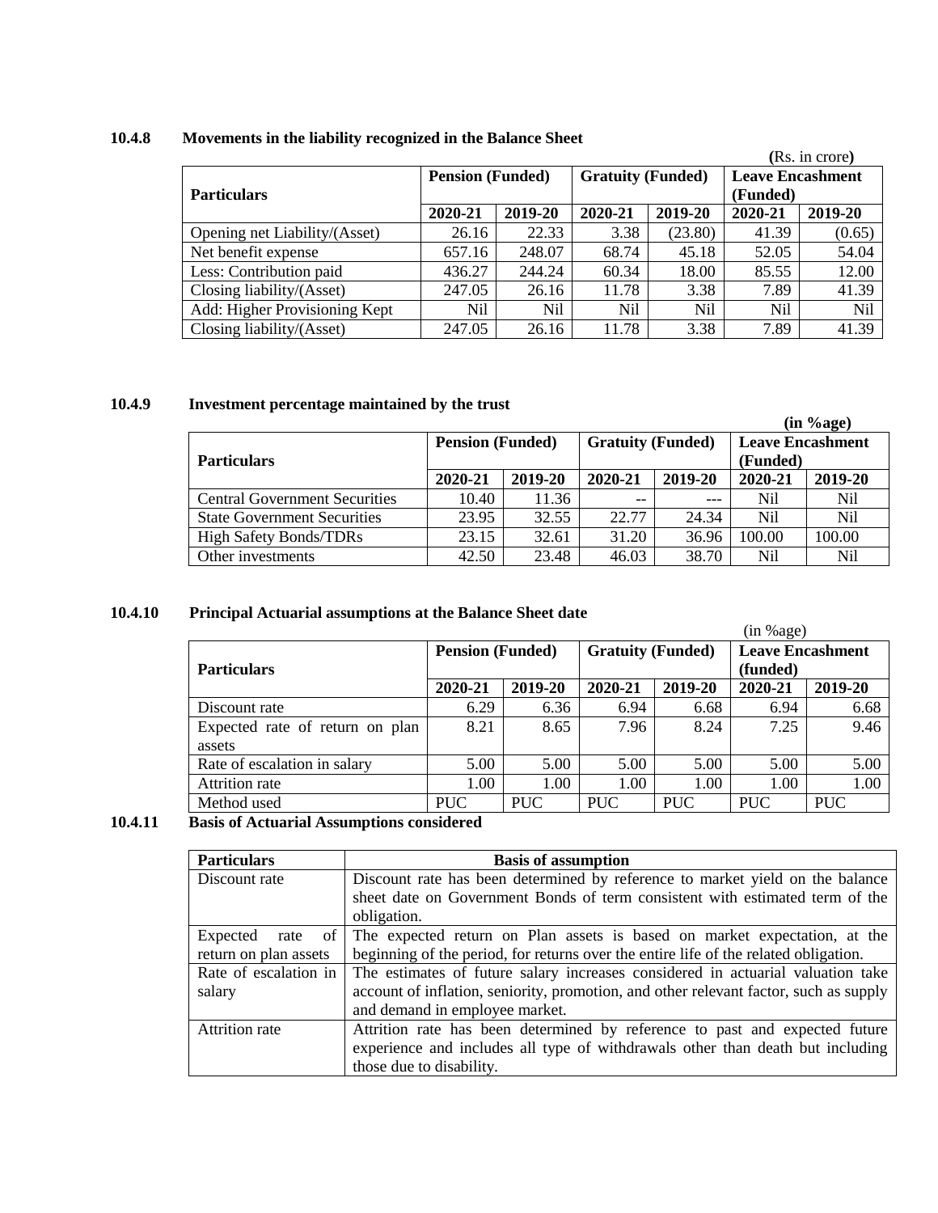### 10.4.8 Movements in the liability recognized in the Balance Sheet

(Rs. in crore)

| Particulars | Pension (Funded) | | Gratuity (Funded) | | Leave Encashment (Funded) | |
|---|---|---|---|---|---|---|
| | 2020-21 | 2019-20 | 2020-21 | 2019-20 | 2020-21 | 2019-20 |
| Opening net Liability/(Asset) | 26.16 | 22.33 | 3.38 | (23.80) | 41.39 | (0.65) |
| Net benefit expense | 657.16 | 248.07 | 68.74 | 45.18 | 52.05 | 54.04 |
| Less: Contribution paid | 436.27 | 244.24 | 60.34 | 18.00 | 85.55 | 12.00 |
| Closing liability/(Asset) | 247.05 | 26.16 | 11.78 | 3.38 | 7.89 | 41.39 |
| Add: Higher Provisioning Kept | Nil | Nil | Nil | Nil | Nil | Nil |
| Closing liability/(Asset) | 247.05 | 26.16 | 11.78 | 3.38 | 7.89 | 41.39 |

### 10.4.9 Investment percentage maintained by the trust

**(in %age)**

| Particulars | Pension (Funded) | | Gratuity (Funded) | | Leave Encashment (Funded) | |
|---|---|---|---|---|---|---|
| | 2020-21 | 2019-20 | 2020-21 | 2019-20 | 2020-21 | 2019-20 |
| Central Government Securities | 10.40 | 11.36 | -- | --- | Nil | Nil |
| State Government Securities | 23.95 | 32.55 | 22.77 | 24.34 | Nil | Nil |
| High Safety Bonds/TDRs | 23.15 | 32.61 | 31.20 | 36.96 | 100.00 | 100.00 |
| Other investments | 42.50 | 23.48 | 46.03 | 38.70 | Nil | Nil |

### 10.4.10 Principal Actuarial assumptions at the Balance Sheet date

(in %age)

| Particulars | Pension (Funded) | | Gratuity (Funded) | | Leave Encashment (funded) | |
|---|---|---|---|---|---|---|
| | 2020-21 | 2019-20 | 2020-21 | 2019-20 | 2020-21 | 2019-20 |
| Discount rate | 6.29 | 6.36 | 6.94 | 6.68 | 6.94 | 6.68 |
| Expected rate of return on plan assets | 8.21 | 8.65 | 7.96 | 8.24 | 7.25 | 9.46 |
| Rate of escalation in salary | 5.00 | 5.00 | 5.00 | 5.00 | 5.00 | 5.00 |
| Attrition rate | 1.00 | 1.00 | 1.00 | 1.00 | 1.00 | 1.00 |
| Method used | PUC | PUC | PUC | PUC | PUC | PUC |

### 10.4.11 Basis of Actuarial Assumptions considered

| Particulars | Basis of assumption |
|---|---|
| Discount rate | Discount rate has been determined by reference to market yield on the balance sheet date on Government Bonds of term consistent with estimated term of the obligation. |
| Expected rate of return on plan assets | The expected return on Plan assets is based on market expectation, at the beginning of the period, for returns over the entire life of the related obligation. |
| Rate of escalation in salary | The estimates of future salary increases considered in actuarial valuation take account of inflation, seniority, promotion, and other relevant factor, such as supply and demand in employee market. |
| Attrition rate | Attrition rate has been determined by reference to past and expected future experience and includes all type of withdrawals other than death but including those due to disability. |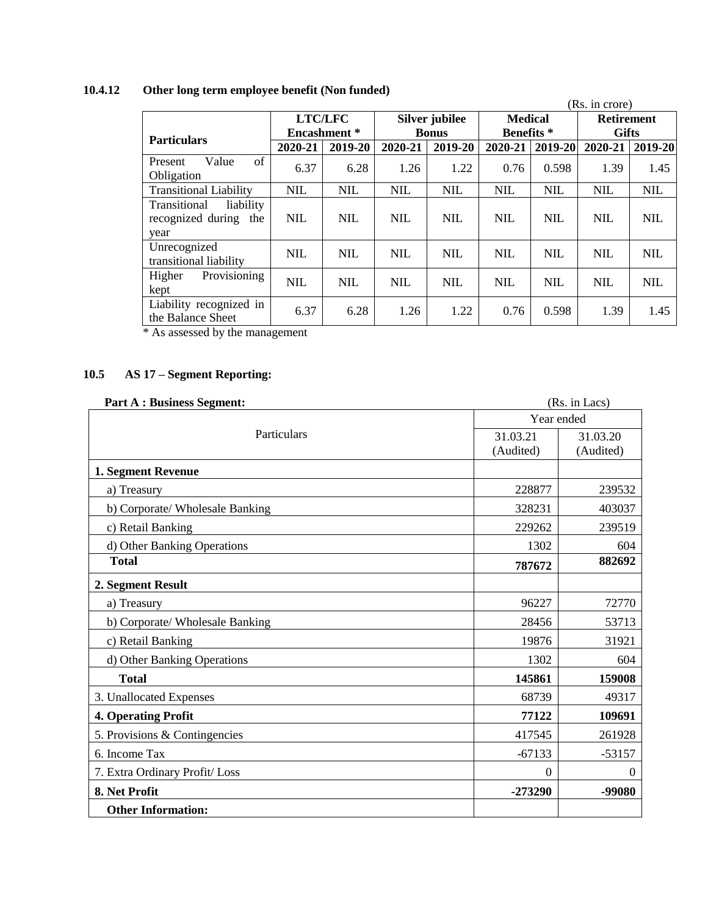### 10.4.12 Other long term employee benefit (Non funded)

(Rs. in crore)

| Particulars | LTC/LFC Encashment * | | Silver jubilee Bonus | | Medical Benefits * | | Retirement Gifts | |
|---|---|---|---|---|---|---|---|---|
| | 2020-21 | 2019-20 | 2020-21 | 2019-20 | 2020-21 | 2019-20 | 2020-21 | 2019-20 |
| Present Value of Obligation | 6.37 | 6.28 | 1.26 | 1.22 | 0.76 | 0.598 | 1.39 | 1.45 |
| Transitional Liability | NIL | NIL | NIL | NIL | NIL | NIL | NIL | NIL |
| Transitional liability recognized during the year | NIL | NIL | NIL | NIL | NIL | NIL | NIL | NIL |
| Unrecognized transitional liability | NIL | NIL | NIL | NIL | NIL | NIL | NIL | NIL |
| Higher Provisioning kept | NIL | NIL | NIL | NIL | NIL | NIL | NIL | NIL |
| Liability recognized in the Balance Sheet | 6.37 | 6.28 | 1.26 | 1.22 | 0.76 | 0.598 | 1.39 | 1.45 |

* As assessed by the management

### 10.5 AS 17 – Segment Reporting:

**Part A : Business Segment:** (Rs. in Lacs)

| Particulars | Year ended | |
|---|---|---|
| | 31.03.21 (Audited) | 31.03.20 (Audited) |
| **1. Segment Revenue** | | |
| a) Treasury | 228877 | 239532 |
| b) Corporate/ Wholesale Banking | 328231 | 403037 |
| c) Retail Banking | 229262 | 239519 |
| d) Other Banking Operations | 1302 | 604 |
| **Total** | **787672** | **882692** |
| **2. Segment Result** | | |
| a) Treasury | 96227 | 72770 |
| b) Corporate/ Wholesale Banking | 28456 | 53713 |
| c) Retail Banking | 19876 | 31921 |
| d) Other Banking Operations | 1302 | 604 |
| **Total** | **145861** | **159008** |
| 3. Unallocated Expenses | 68739 | 49317 |
| **4. Operating Profit** | **77122** | **109691** |
| 5. Provisions & Contingencies | 417545 | 261928 |
| 6. Income Tax | -67133 | -53157 |
| 7. Extra Ordinary Profit/ Loss | 0 | 0 |
| **8. Net Profit** | **-273290** | **-99080** |
| **Other Information:** | | |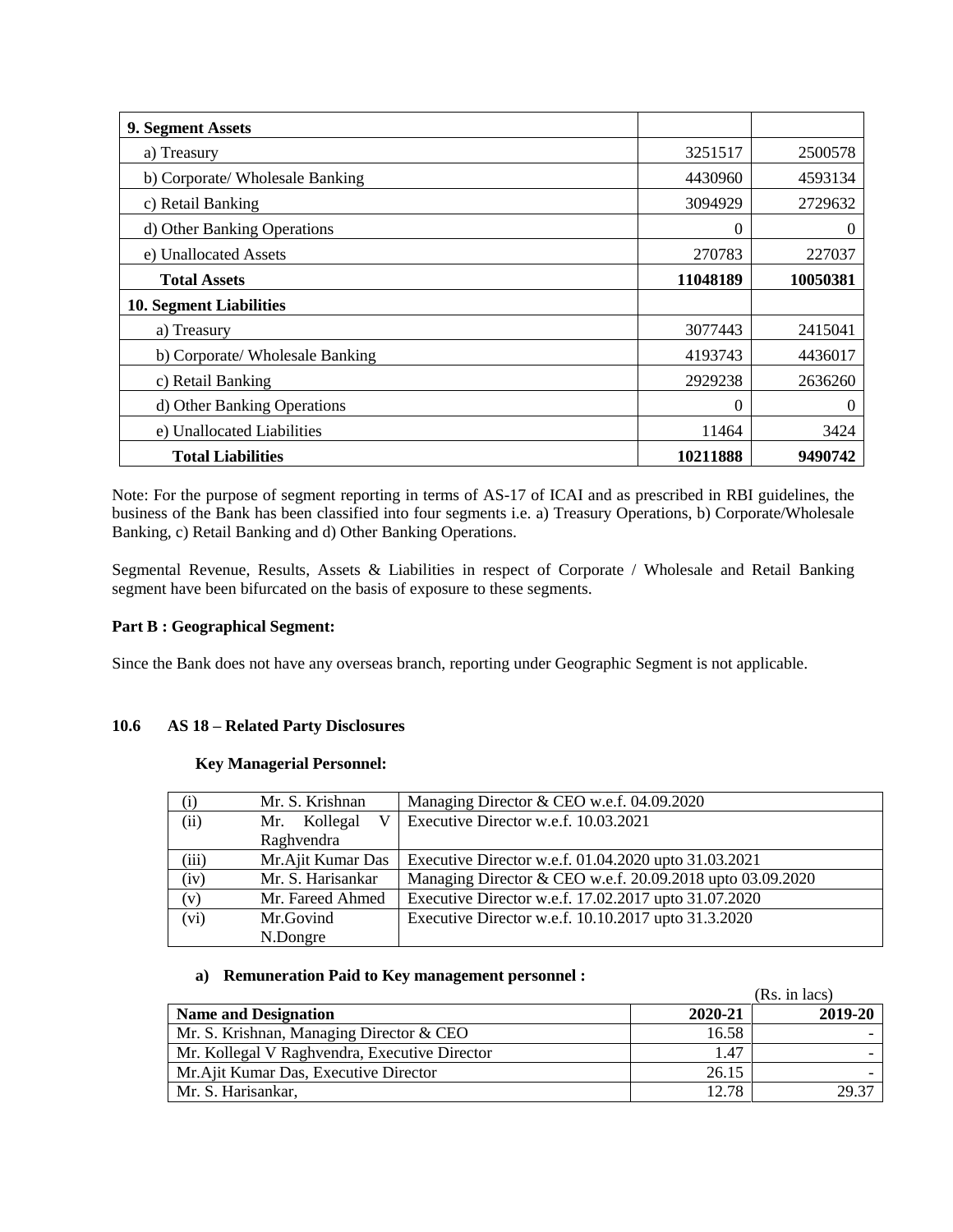| 9. Segment Assets | | |
|---|---|---|
| a) Treasury | 3251517 | 2500578 |
| b) Corporate/ Wholesale Banking | 4430960 | 4593134 |
| c) Retail Banking | 3094929 | 2729632 |
| d) Other Banking Operations | 0 | 0 |
| e) Unallocated Assets | 270783 | 227037 |
| **Total Assets** | **11048189** | **10050381** |
| **10. Segment Liabilities** | | |
| a) Treasury | 3077443 | 2415041 |
| b) Corporate/ Wholesale Banking | 4193743 | 4436017 |
| c) Retail Banking | 2929238 | 2636260 |
| d) Other Banking Operations | 0 | 0 |
| e) Unallocated Liabilities | 11464 | 3424 |
| **Total Liabilities** | **10211888** | **9490742** |

Note: For the purpose of segment reporting in terms of AS-17 of ICAI and as prescribed in RBI guidelines, the business of the Bank has been classified into four segments i.e. a) Treasury Operations, b) Corporate/Wholesale Banking, c) Retail Banking and d) Other Banking Operations.

Segmental Revenue, Results, Assets & Liabilities in respect of Corporate / Wholesale and Retail Banking segment have been bifurcated on the basis of exposure to these segments.

**Part B : Geographical Segment:**

Since the Bank does not have any overseas branch, reporting under Geographic Segment is not applicable.

### 10.6 AS 18 – Related Party Disclosures

**Key Managerial Personnel:**

| (i) | Mr. S. Krishnan | Managing Director & CEO w.e.f. 04.09.2020 |
|---|---|---|
| (ii) | Mr. Kollegal V Raghvendra | Executive Director w.e.f. 10.03.2021 |
| (iii) | Mr.Ajit Kumar Das | Executive Director w.e.f. 01.04.2020 upto 31.03.2021 |
| (iv) | Mr. S. Harisankar | Managing Director & CEO w.e.f. 20.09.2018 upto 03.09.2020 |
| (v) | Mr. Fareed Ahmed | Executive Director w.e.f. 17.02.2017 upto 31.07.2020 |
| (vi) | Mr.Govind N.Dongre | Executive Director w.e.f. 10.10.2017 upto 31.3.2020 |

**a) Remuneration Paid to Key management personnel :**

(Rs. in lacs)

| Name and Designation | 2020-21 | 2019-20 |
|---|---|---|
| Mr. S. Krishnan, Managing Director & CEO | 16.58 | - |
| Mr. Kollegal V Raghvendra, Executive Director | 1.47 | - |
| Mr.Ajit Kumar Das, Executive Director | 26.15 | - |
| Mr. S. Harisankar, | 12.78 | 29.37 |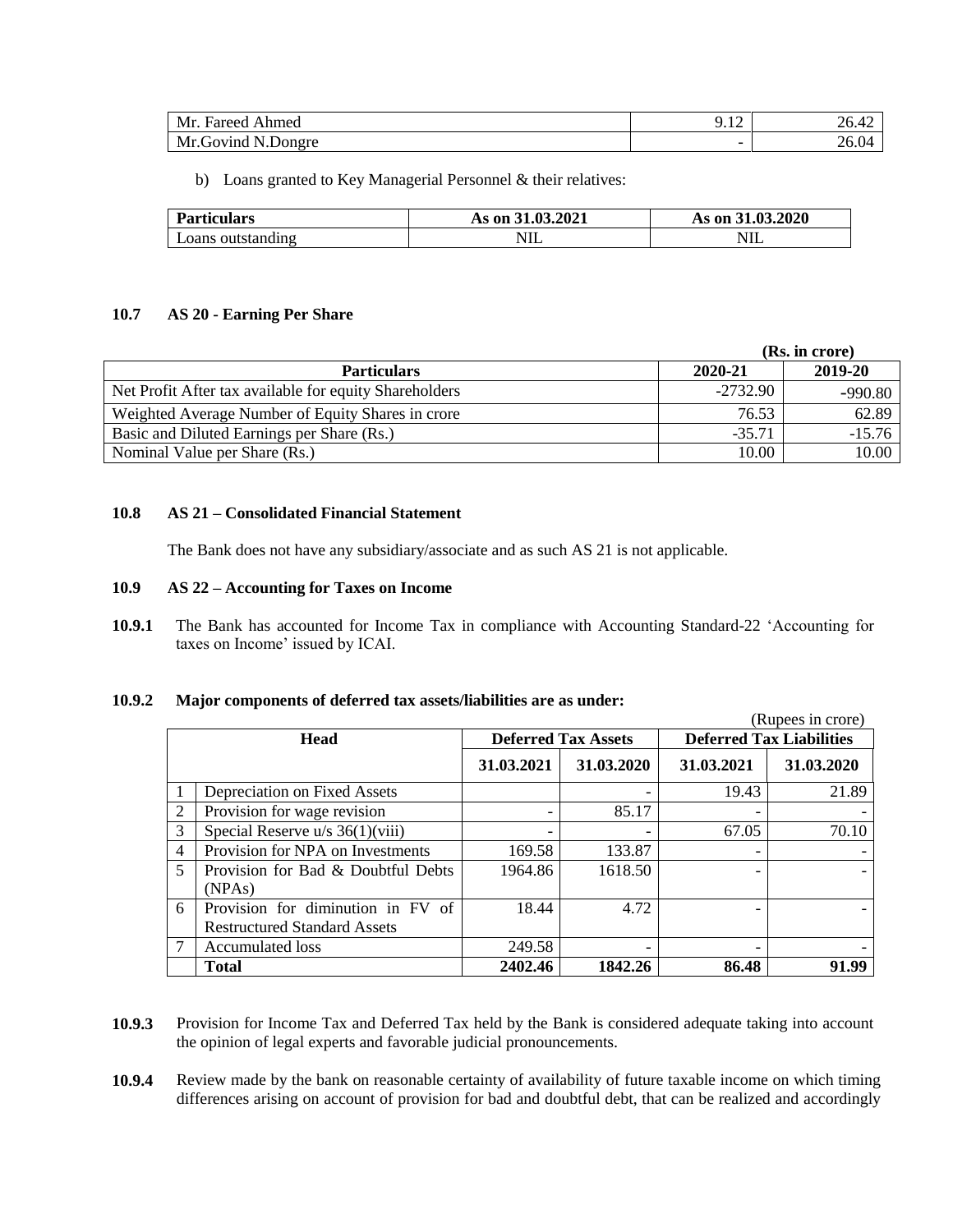| Mr. Fareed Ahmed | 9.12 | 26.42 |
|---|---|---|
| Mr.Govind N.Dongre | - | 26.04 |

b) Loans granted to Key Managerial Personnel & their relatives:

| Particulars | As on 31.03.2021 | As on 31.03.2020 |
|---|---|---|
| Loans outstanding | NIL | NIL |

### 10.7 AS 20 - Earning Per Share

(Rs. in crore)

| Particulars | 2020-21 | 2019-20 |
|---|---|---|
| Net Profit After tax available for equity Shareholders | -2732.90 | -990.80 |
| Weighted Average Number of Equity Shares in crore | 76.53 | 62.89 |
| Basic and Diluted Earnings per Share (Rs.) | -35.71 | -15.76 |
| Nominal Value per Share (Rs.) | 10.00 | 10.00 |

### 10.8 AS 21 – Consolidated Financial Statement

The Bank does not have any subsidiary/associate and as such AS 21 is not applicable.

### 10.9 AS 22 – Accounting for Taxes on Income

**10.9.1** The Bank has accounted for Income Tax in compliance with Accounting Standard-22 'Accounting for taxes on Income' issued by ICAI.

**10.9.2 Major components of deferred tax assets/liabilities are as under:**

(Rupees in crore)

| | Head | Deferred Tax Assets | | Deferred Tax Liabilities | |
|---|---|---|---|---|---|
| | | 31.03.2021 | 31.03.2020 | 31.03.2021 | 31.03.2020 |
| 1 | Depreciation on Fixed Assets | | - | 19.43 | 21.89 |
| 2 | Provision for wage revision | - | 85.17 | - | - |
| 3 | Special Reserve u/s 36(1)(viii) | - | - | 67.05 | 70.10 |
| 4 | Provision for NPA on Investments | 169.58 | 133.87 | - | - |
| 5 | Provision for Bad & Doubtful Debts (NPAs) | 1964.86 | 1618.50 | - | - |
| 6 | Provision for diminution in FV of Restructured Standard Assets | 18.44 | 4.72 | - | - |
| 7 | Accumulated loss | 249.58 | - | - | - |
| | **Total** | **2402.46** | **1842.26** | **86.48** | **91.99** |

**10.9.3** Provision for Income Tax and Deferred Tax held by the Bank is considered adequate taking into account the opinion of legal experts and favorable judicial pronouncements.

**10.9.4** Review made by the bank on reasonable certainty of availability of future taxable income on which timing differences arising on account of provision for bad and doubtful debt, that can be realized and accordingly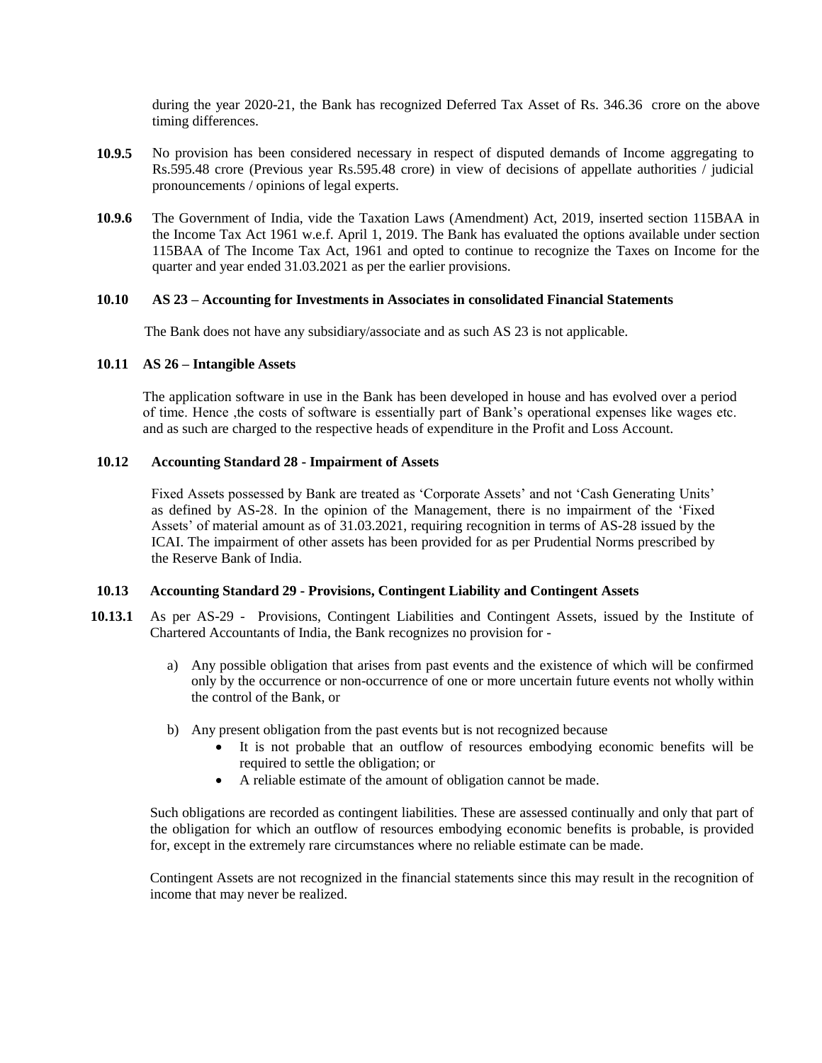during the year 2020-21, the Bank has recognized Deferred Tax Asset of Rs. 346.36 crore on the above timing differences.

**10.9.5** No provision has been considered necessary in respect of disputed demands of Income aggregating to Rs.595.48 crore (Previous year Rs.595.48 crore) in view of decisions of appellate authorities / judicial pronouncements / opinions of legal experts.

**10.9.6** The Government of India, vide the Taxation Laws (Amendment) Act, 2019, inserted section 115BAA in the Income Tax Act 1961 w.e.f. April 1, 2019. The Bank has evaluated the options available under section 115BAA of The Income Tax Act, 1961 and opted to continue to recognize the Taxes on Income for the quarter and year ended 31.03.2021 as per the earlier provisions.

### 10.10 AS 23 – Accounting for Investments in Associates in consolidated Financial Statements

The Bank does not have any subsidiary/associate and as such AS 23 is not applicable.

### 10.11 AS 26 – Intangible Assets

The application software in use in the Bank has been developed in house and has evolved over a period of time. Hence ,the costs of software is essentially part of Bank's operational expenses like wages etc. and as such are charged to the respective heads of expenditure in the Profit and Loss Account.

### 10.12 Accounting Standard 28 - Impairment of Assets

Fixed Assets possessed by Bank are treated as 'Corporate Assets' and not 'Cash Generating Units' as defined by AS-28. In the opinion of the Management, there is no impairment of the 'Fixed Assets' of material amount as of 31.03.2021, requiring recognition in terms of AS-28 issued by the ICAI. The impairment of other assets has been provided for as per Prudential Norms prescribed by the Reserve Bank of India.

### 10.13 Accounting Standard 29 - Provisions, Contingent Liability and Contingent Assets

**10.13.1** As per AS-29 - Provisions, Contingent Liabilities and Contingent Assets, issued by the Institute of Chartered Accountants of India, the Bank recognizes no provision for -

a) Any possible obligation that arises from past events and the existence of which will be confirmed only by the occurrence or non-occurrence of one or more uncertain future events not wholly within the control of the Bank, or

b) Any present obligation from the past events but is not recognized because
   - It is not probable that an outflow of resources embodying economic benefits will be required to settle the obligation; or
   - A reliable estimate of the amount of obligation cannot be made.

Such obligations are recorded as contingent liabilities. These are assessed continually and only that part of the obligation for which an outflow of resources embodying economic benefits is probable, is provided for, except in the extremely rare circumstances where no reliable estimate can be made.

Contingent Assets are not recognized in the financial statements since this may result in the recognition of income that may never be realized.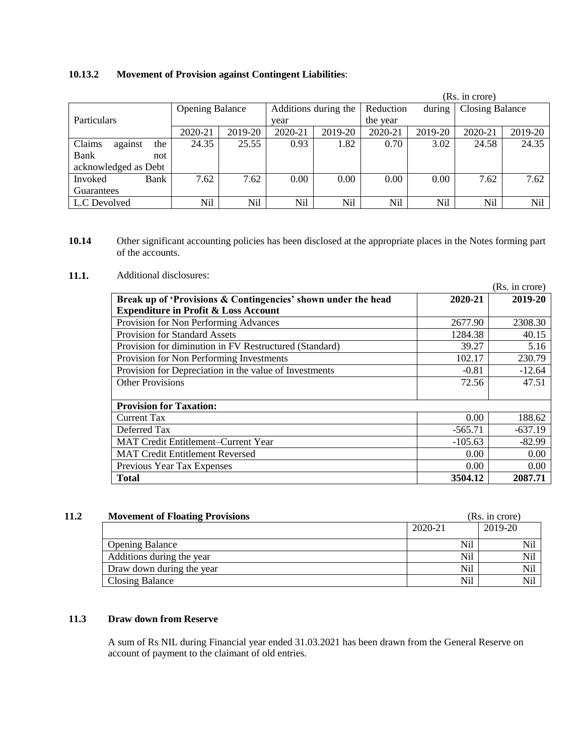**10.13.2 Movement of Provision against Contingent Liabilities**:

(Rs. in crore)

| Particulars | Opening Balance | | Additions during the year | | Reduction during the year | | Closing Balance | |
|---|---|---|---|---|---|---|---|---|
| | 2020-21 | 2019-20 | 2020-21 | 2019-20 | 2020-21 | 2019-20 | 2020-21 | 2019-20 |
| Claims against the Bank not acknowledged as Debt | 24.35 | 25.55 | 0.93 | 1.82 | 0.70 | 3.02 | 24.58 | 24.35 |
| Invoked Bank Guarantees | 7.62 | 7.62 | 0.00 | 0.00 | 0.00 | 0.00 | 7.62 | 7.62 |
| L.C Devolved | Nil | Nil | Nil | Nil | Nil | Nil | Nil | Nil |

**10.14** Other significant accounting policies has been disclosed at the appropriate places in the Notes forming part of the accounts.

**11.1.** Additional disclosures:

(Rs. in crore)

| Break up of 'Provisions & Contingencies' shown under the head Expenditure in Profit & Loss Account | 2020-21 | 2019-20 |
|---|---|---|
| Provision for Non Performing Advances | 2677.90 | 2308.30 |
| Provision for Standard Assets | 1284.38 | 40.15 |
| Provision for diminution in FV Restructured (Standard) | 39.27 | 5.16 |
| Provision for Non Performing Investments | 102.17 | 230.79 |
| Provision for Depreciation in the value of Investments | -0.81 | -12.64 |
| Other Provisions | 72.56 | 47.51 |
| **Provision for Taxation:** | | |
| Current Tax | 0.00 | 188.62 |
| Deferred Tax | -565.71 | -637.19 |
| MAT Credit Entitlement–Current Year | -105.63 | -82.99 |
| MAT Credit Entitlement Reversed | 0.00 | 0.00 |
| Previous Year Tax Expenses | 0.00 | 0.00 |
| **Total** | **3504.12** | **2087.71** |

**11.2 Movement of Floating Provisions**

(Rs. in crore)

| | 2020-21 | 2019-20 |
|---|---|---|
| Opening Balance | Nil | Nil |
| Additions during the year | Nil | Nil |
| Draw down during the year | Nil | Nil |
| Closing Balance | Nil | Nil |

**11.3 Draw down from Reserve**

A sum of Rs NIL during Financial year ended 31.03.2021 has been drawn from the General Reserve on account of payment to the claimant of old entries.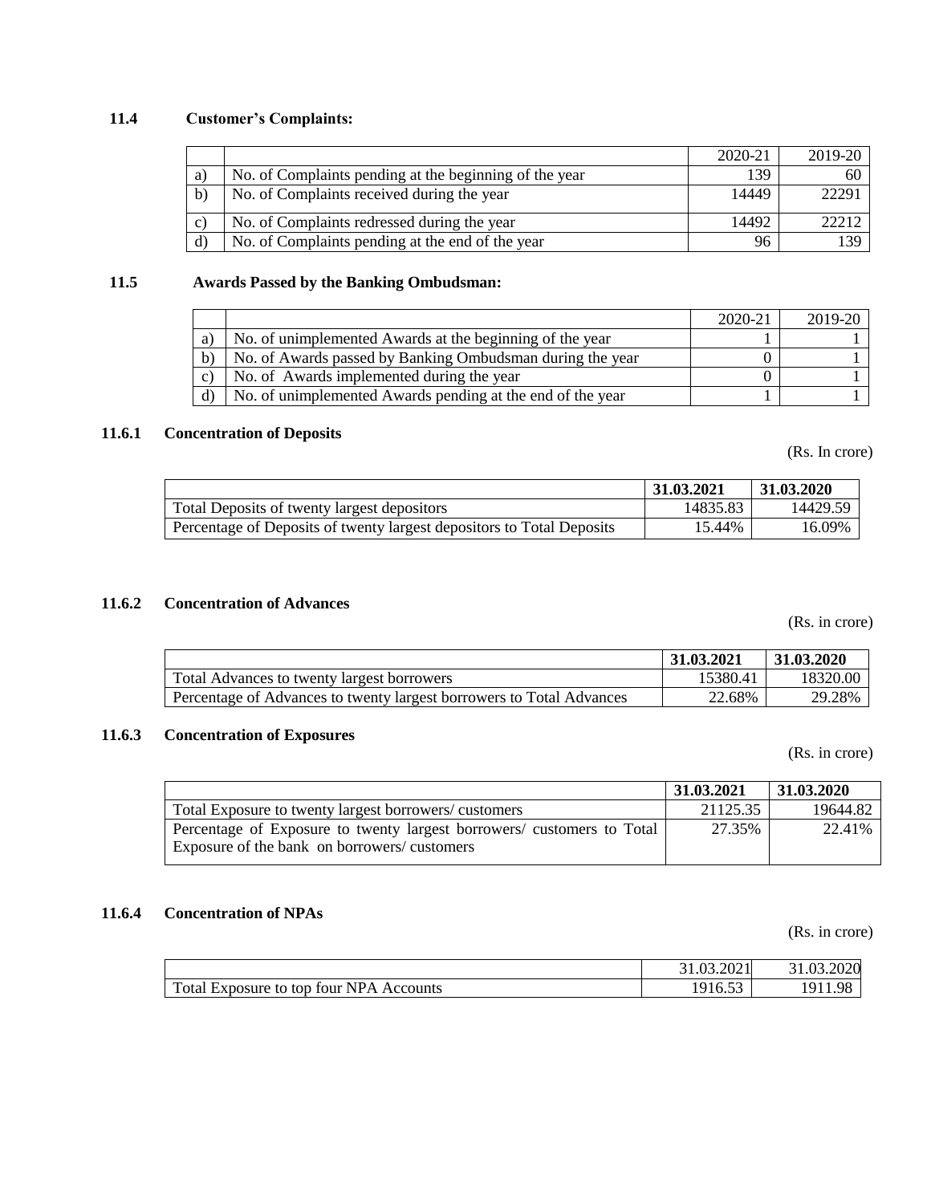### 11.4 Customer's Complaints:

| | | 2020-21 | 2019-20 |
|---|---|---|---|
| a) | No. of Complaints pending at the beginning of the year | 139 | 60 |
| b) | No. of Complaints received during the year | 14449 | 22291 |
| c) | No. of Complaints redressed during the year | 14492 | 22212 |
| d) | No. of Complaints pending at the end of the year | 96 | 139 |

### 11.5 Awards Passed by the Banking Ombudsman:

| | | 2020-21 | 2019-20 |
|---|---|---|---|
| a) | No. of unimplemented Awards at the beginning of the year | 1 | 1 |
| b) | No. of Awards passed by Banking Ombudsman during the year | 0 | 1 |
| c) | No. of Awards implemented during the year | 0 | 1 |
| d) | No. of unimplemented Awards pending at the end of the year | 1 | 1 |

### 11.6.1 Concentration of Deposits

(Rs. In crore)

| | **31.03.2021** | **31.03.2020** |
|---|---|---|
| Total Deposits of twenty largest depositors | 14835.83 | 14429.59 |
| Percentage of Deposits of twenty largest depositors to Total Deposits | 15.44% | 16.09% |

### 11.6.2 Concentration of Advances

(Rs. in crore)

| | **31.03.2021** | **31.03.2020** |
|---|---|---|
| Total Advances to twenty largest borrowers | 15380.41 | 18320.00 |
| Percentage of Advances to twenty largest borrowers to Total Advances | 22.68% | 29.28% |

### 11.6.3 Concentration of Exposures

(Rs. in crore)

| | **31.03.2021** | **31.03.2020** |
|---|---|---|
| Total Exposure to twenty largest borrowers/ customers | 21125.35 | 19644.82 |
| Percentage of Exposure to twenty largest borrowers/ customers to Total Exposure of the bank on borrowers/ customers | 27.35% | 22.41% |

### 11.6.4 Concentration of NPAs

(Rs. in crore)

| | 31.03.2021 | 31.03.2020 |
|---|---|---|
| Total Exposure to top four NPA Accounts | 1916.53 | 1911.98 |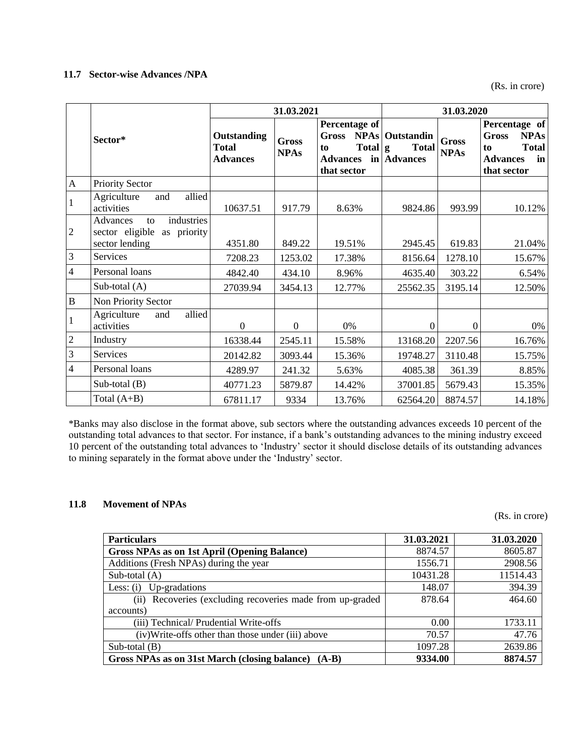### 11.7 Sector-wise Advances /NPA

(Rs. in crore)

| | Sector* | 31.03.2021 | | | 31.03.2020 | | |
|---|---|---|---|---|---|---|---|
| | | Outstanding Total Advances | Gross NPAs | Percentage of Gross NPAs to Total Advances in that sector | Outstanding Total Advances | Gross NPAs | Percentage of Gross NPAs to Total Advances in that sector |
| A | Priority Sector | | | | | | |
| 1 | Agriculture and allied activities | 10637.51 | 917.79 | 8.63% | 9824.86 | 993.99 | 10.12% |
| 2 | Advances to industries sector eligible as priority sector lending | 4351.80 | 849.22 | 19.51% | 2945.45 | 619.83 | 21.04% |
| 3 | Services | 7208.23 | 1253.02 | 17.38% | 8156.64 | 1278.10 | 15.67% |
| 4 | Personal loans | 4842.40 | 434.10 | 8.96% | 4635.40 | 303.22 | 6.54% |
| | Sub-total (A) | 27039.94 | 3454.13 | 12.77% | 25562.35 | 3195.14 | 12.50% |
| B | Non Priority Sector | | | | | | |
| 1 | Agriculture and allied activities | 0 | 0 | 0% | 0 | 0 | 0% |
| 2 | Industry | 16338.44 | 2545.11 | 15.58% | 13168.20 | 2207.56 | 16.76% |
| 3 | Services | 20142.82 | 3093.44 | 15.36% | 19748.27 | 3110.48 | 15.75% |
| 4 | Personal loans | 4289.97 | 241.32 | 5.63% | 4085.38 | 361.39 | 8.85% |
| | Sub-total (B) | 40771.23 | 5879.87 | 14.42% | 37001.85 | 5679.43 | 15.35% |
| | Total (A+B) | 67811.17 | 9334 | 13.76% | 62564.20 | 8874.57 | 14.18% |

*Banks may also disclose in the format above, sub sectors where the outstanding advances exceeds 10 percent of the outstanding total advances to that sector. For instance, if a bank's outstanding advances to the mining industry exceed 10 percent of the outstanding total advances to 'Industry' sector it should disclose details of its outstanding advances to mining separately in the format above under the 'Industry' sector.

### 11.8 Movement of NPAs

(Rs. in crore)

| Particulars | 31.03.2021 | 31.03.2020 |
|---|---|---|
| **Gross NPAs as on 1st April (Opening Balance)** | 8874.57 | 8605.87 |
| Additions (Fresh NPAs) during the year | 1556.71 | 2908.56 |
| Sub-total (A) | 10431.28 | 11514.43 |
| Less: (i) Up-gradations | 148.07 | 394.39 |
| (ii) Recoveries (excluding recoveries made from up-graded accounts) | 878.64 | 464.60 |
| (iii) Technical/ Prudential Write-offs | 0.00 | 1733.11 |
| (iv)Write-offs other than those under (iii) above | 70.57 | 47.76 |
| Sub-total (B) | 1097.28 | 2639.86 |
| **Gross NPAs as on 31st March (closing balance) (A-B)** | **9334.00** | **8874.57** |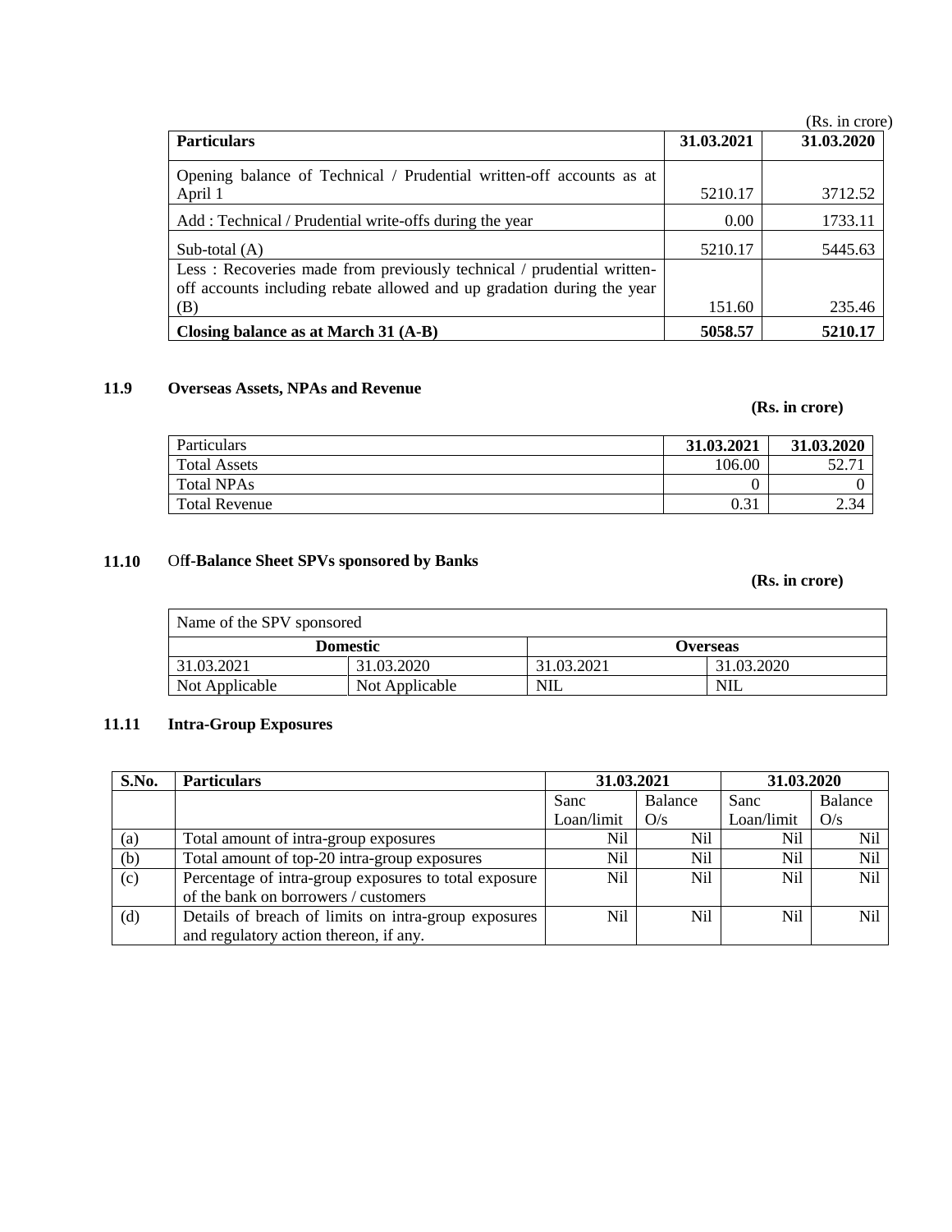(Rs. in crore)

| Particulars | 31.03.2021 | 31.03.2020 |
|---|---|---|
| Opening balance of Technical / Prudential written-off accounts as at April 1 | 5210.17 | 3712.52 |
| Add : Technical / Prudential write-offs during the year | 0.00 | 1733.11 |
| Sub-total (A) | 5210.17 | 5445.63 |
| Less : Recoveries made from previously technical / prudential written-off accounts including rebate allowed and up gradation during the year (B) | 151.60 | 235.46 |
| **Closing balance as at March 31 (A-B)** | **5058.57** | **5210.17** |

### 11.9 Overseas Assets, NPAs and Revenue

**(Rs. in crore)**

| Particulars | 31.03.2021 | 31.03.2020 |
|---|---|---|
| Total Assets | 106.00 | 52.71 |
| Total NPAs | 0 | 0 |
| Total Revenue | 0.31 | 2.34 |

### 11.10 Off-Balance Sheet SPVs sponsored by Banks

**(Rs. in crore)**

| Name of the SPV sponsored | | | |
|---|---|---|---|
| **Domestic** | | **Overseas** | |
| 31.03.2021 | 31.03.2020 | 31.03.2021 | 31.03.2020 |
| Not Applicable | Not Applicable | NIL | NIL |

### 11.11 Intra-Group Exposures

| S.No. | Particulars | 31.03.2021 | | 31.03.2020 | |
|---|---|---|---|---|---|
| | | Sanc Loan/limit | Balance O/s | Sanc Loan/limit | Balance O/s |
| (a) | Total amount of intra-group exposures | Nil | Nil | Nil | Nil |
| (b) | Total amount of top-20 intra-group exposures | Nil | Nil | Nil | Nil |
| (c) | Percentage of intra-group exposures to total exposure of the bank on borrowers / customers | Nil | Nil | Nil | Nil |
| (d) | Details of breach of limits on intra-group exposures and regulatory action thereon, if any. | Nil | Nil | Nil | Nil |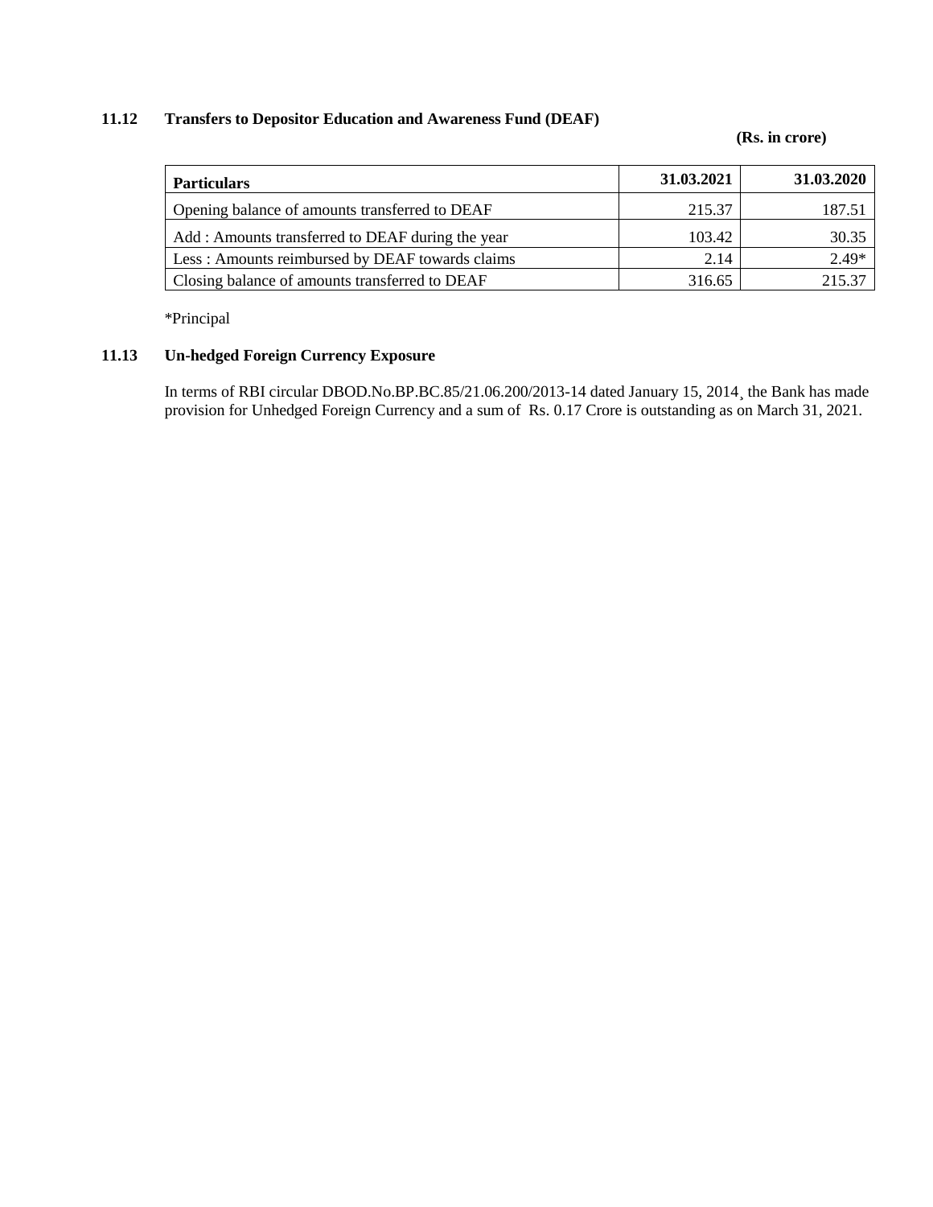### 11.12 Transfers to Depositor Education and Awareness Fund (DEAF)

**(Rs. in crore)**

| **Particulars** | **31.03.2021** | **31.03.2020** |
|---|---|---|
| Opening balance of amounts transferred to DEAF | 215.37 | 187.51 |
| Add : Amounts transferred to DEAF during the year | 103.42 | 30.35 |
| Less : Amounts reimbursed by DEAF towards claims | 2.14 | 2.49* |
| Closing balance of amounts transferred to DEAF | 316.65 | 215.37 |

*Principal

### 11.13 Un-hedged Foreign Currency Exposure

In terms of RBI circular DBOD.No.BP.BC.85/21.06.200/2013-14 dated January 15, 2014¸ the Bank has made provision for Unhedged Foreign Currency and a sum of Rs. 0.17 Crore is outstanding as on March 31, 2021.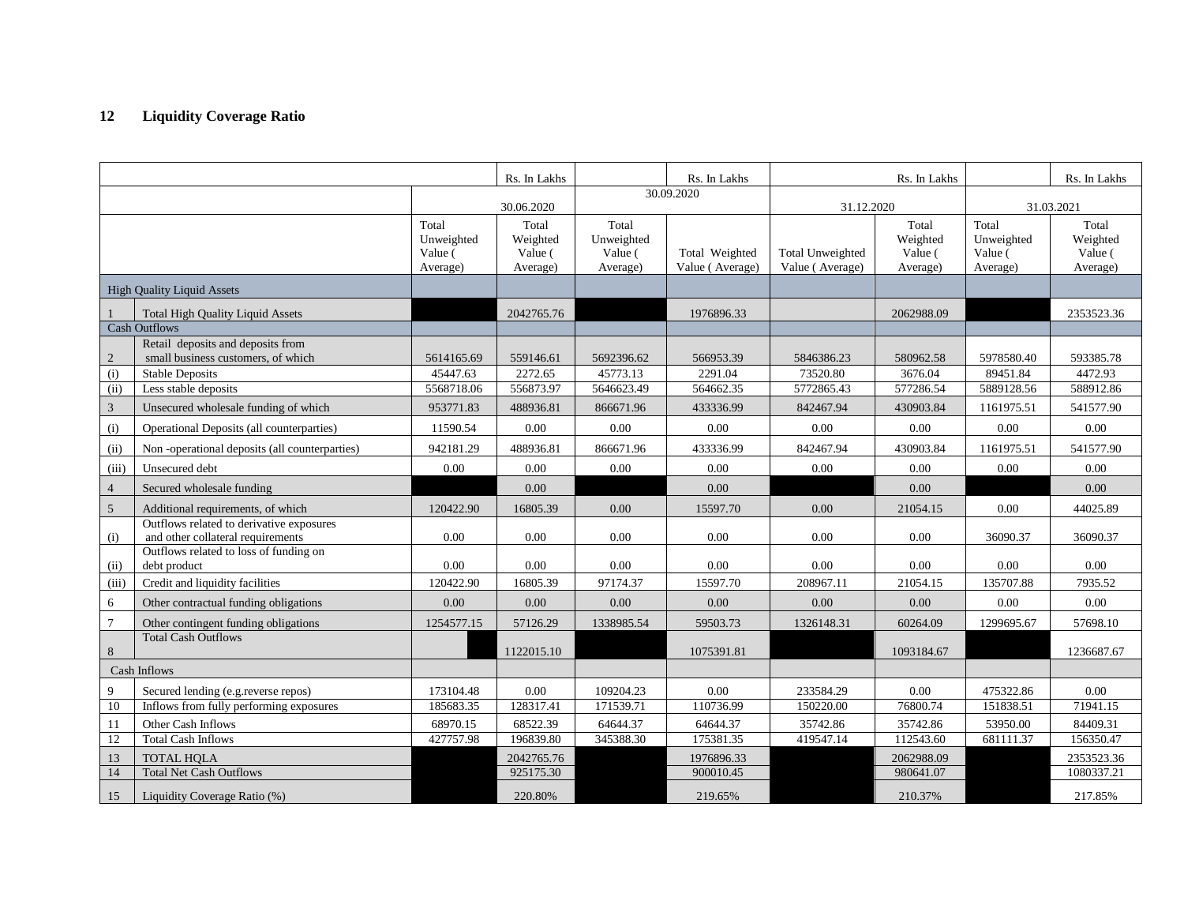## 12 Liquidity Coverage Ratio

| | | | Rs. In Lakhs | | Rs. In Lakhs | | Rs. In Lakhs | | Rs. In Lakhs |
|---|---|---|---|---|---|---|---|---|---|
| | | 30.06.2020 | | 30.09.2020 | | 31.12.2020 | | 31.03.2021 | |
| | | Total Unweighted Value ( Average) | Total Weighted Value ( Average) | Total Unweighted Value ( Average) | Total Weighted Value ( Average) | Total Unweighted Value ( Average) | Total Weighted Value ( Average) | Total Unweighted Value ( Average) | Total Weighted Value ( Average) |
| High Quality Liquid Assets | | | | | | | | | |
| 1 | Total High Quality Liquid Assets | | 2042765.76 | | 1976896.33 | | 2062988.09 | | 2353523.36 |
| Cash Outflows | | | | | | | | | |
| 2 | Retail deposits and deposits from small business customers, of which | 5614165.69 | 559146.61 | 5692396.62 | 566953.39 | 5846386.23 | 580962.58 | 5978580.40 | 593385.78 |
| (i) | Stable Deposits | 45447.63 | 2272.65 | 45773.13 | 2291.04 | 73520.80 | 3676.04 | 89451.84 | 4472.93 |
| (ii) | Less stable deposits | 5568718.06 | 556873.97 | 5646623.49 | 564662.35 | 5772865.43 | 577286.54 | 5889128.56 | 588912.86 |
| 3 | Unsecured wholesale funding of which | 953771.83 | 488936.81 | 866671.96 | 433336.99 | 842467.94 | 430903.84 | 1161975.51 | 541577.90 |
| (i) | Operational Deposits (all counterparties) | 11590.54 | 0.00 | 0.00 | 0.00 | 0.00 | 0.00 | 0.00 | 0.00 |
| (ii) | Non -operational deposits (all counterparties) | 942181.29 | 488936.81 | 866671.96 | 433336.99 | 842467.94 | 430903.84 | 1161975.51 | 541577.90 |
| (iii) | Unsecured debt | 0.00 | 0.00 | 0.00 | 0.00 | 0.00 | 0.00 | 0.00 | 0.00 |
| 4 | Secured wholesale funding | | 0.00 | | 0.00 | | 0.00 | | 0.00 |
| 5 | Additional requirements, of which | 120422.90 | 16805.39 | 0.00 | 15597.70 | 0.00 | 21054.15 | 0.00 | 44025.89 |
| (i) | Outflows related to derivative exposures and other collateral requirements | 0.00 | 0.00 | 0.00 | 0.00 | 0.00 | 0.00 | 36090.37 | 36090.37 |
| (ii) | Outflows related to loss of funding on debt product | 0.00 | 0.00 | 0.00 | 0.00 | 0.00 | 0.00 | 0.00 | 0.00 |
| (iii) | Credit and liquidity facilities | 120422.90 | 16805.39 | 97174.37 | 15597.70 | 208967.11 | 21054.15 | 135707.88 | 7935.52 |
| 6 | Other contractual funding obligations | 0.00 | 0.00 | 0.00 | 0.00 | 0.00 | 0.00 | 0.00 | 0.00 |
| 7 | Other contingent funding obligations | 1254577.15 | 57126.29 | 1338985.54 | 59503.73 | 1326148.31 | 60264.09 | 1299695.67 | 57698.10 |
| 8 | Total Cash Outflows | | 1122015.10 | | 1075391.81 | | 1093184.67 | | 1236687.67 |
| Cash Inflows | | | | | | | | | |
| 9 | Secured lending (e.g.reverse repos) | 173104.48 | 0.00 | 109204.23 | 0.00 | 233584.29 | 0.00 | 475322.86 | 0.00 |
| 10 | Inflows from fully performing exposures | 185683.35 | 128317.41 | 171539.71 | 110736.99 | 150220.00 | 76800.74 | 151838.51 | 71941.15 |
| 11 | Other Cash Inflows | 68970.15 | 68522.39 | 64644.37 | 64644.37 | 35742.86 | 35742.86 | 53950.00 | 84409.31 |
| 12 | Total Cash Inflows | 427757.98 | 196839.80 | 345388.30 | 175381.35 | 419547.14 | 112543.60 | 681111.37 | 156350.47 |
| 13 | TOTAL HQLA | | 2042765.76 | | 1976896.33 | | 2062988.09 | | 2353523.36 |
| 14 | Total Net Cash Outflows | | 925175.30 | | 900010.45 | | 980641.07 | | 1080337.21 |
| 15 | Liquidity Coverage Ratio (%) | | 220.80% | | 219.65% | | 210.37% | | 217.85% |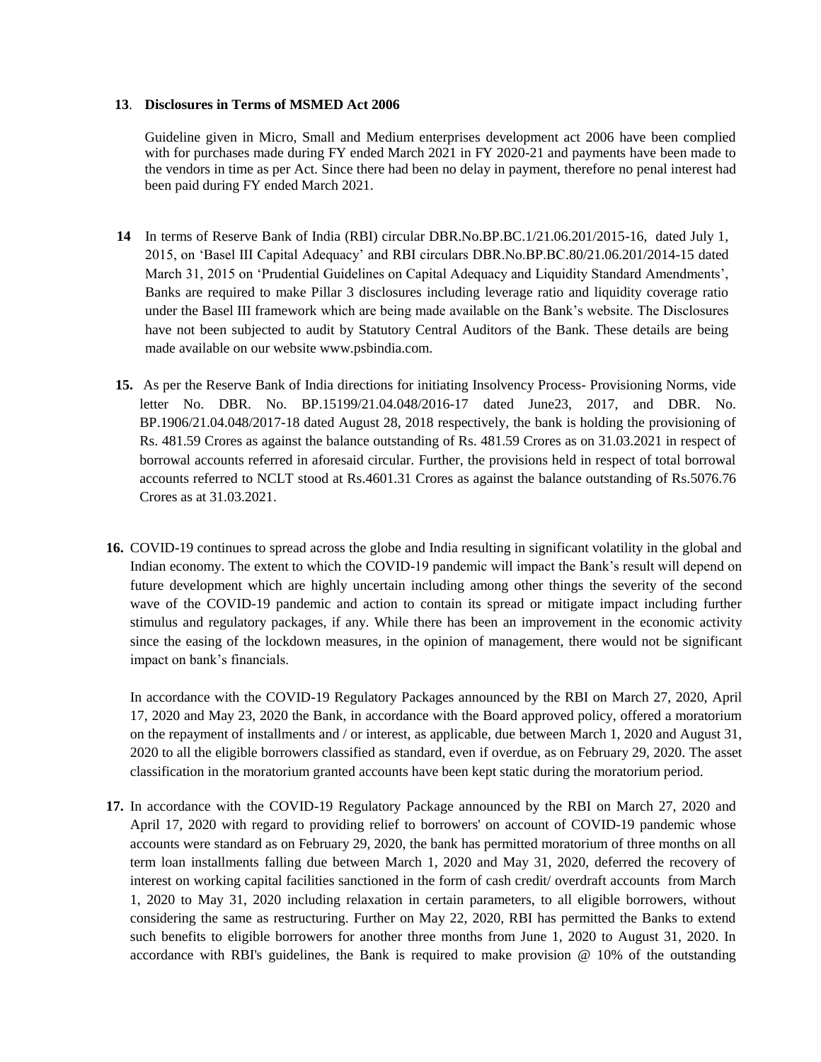**13**. **Disclosures in Terms of MSMED Act 2006**

Guideline given in Micro, Small and Medium enterprises development act 2006 have been complied with for purchases made during FY ended March 2021 in FY 2020-21 and payments have been made to the vendors in time as per Act. Since there had been no delay in payment, therefore no penal interest had been paid during FY ended March 2021.

**14** In terms of Reserve Bank of India (RBI) circular DBR.No.BP.BC.1/21.06.201/2015-16, dated July 1, 2015, on 'Basel III Capital Adequacy' and RBI circulars DBR.No.BP.BC.80/21.06.201/2014-15 dated March 31, 2015 on 'Prudential Guidelines on Capital Adequacy and Liquidity Standard Amendments', Banks are required to make Pillar 3 disclosures including leverage ratio and liquidity coverage ratio under the Basel III framework which are being made available on the Bank's website. The Disclosures have not been subjected to audit by Statutory Central Auditors of the Bank. These details are being made available on our website www.psbindia.com.

**15.** As per the Reserve Bank of India directions for initiating Insolvency Process- Provisioning Norms, vide letter No. DBR. No. BP.15199/21.04.048/2016-17 dated June23, 2017, and DBR. No. BP.1906/21.04.048/2017-18 dated August 28, 2018 respectively, the bank is holding the provisioning of Rs. 481.59 Crores as against the balance outstanding of Rs. 481.59 Crores as on 31.03.2021 in respect of borrowal accounts referred in aforesaid circular. Further, the provisions held in respect of total borrowal accounts referred to NCLT stood at Rs.4601.31 Crores as against the balance outstanding of Rs.5076.76 Crores as at 31.03.2021.

**16.** COVID-19 continues to spread across the globe and India resulting in significant volatility in the global and Indian economy. The extent to which the COVID-19 pandemic will impact the Bank's result will depend on future development which are highly uncertain including among other things the severity of the second wave of the COVID-19 pandemic and action to contain its spread or mitigate impact including further stimulus and regulatory packages, if any. While there has been an improvement in the economic activity since the easing of the lockdown measures, in the opinion of management, there would not be significant impact on bank's financials.

In accordance with the COVID-19 Regulatory Packages announced by the RBI on March 27, 2020, April 17, 2020 and May 23, 2020 the Bank, in accordance with the Board approved policy, offered a moratorium on the repayment of installments and / or interest, as applicable, due between March 1, 2020 and August 31, 2020 to all the eligible borrowers classified as standard, even if overdue, as on February 29, 2020. The asset classification in the moratorium granted accounts have been kept static during the moratorium period.

**17.** In accordance with the COVID-19 Regulatory Package announced by the RBI on March 27, 2020 and April 17, 2020 with regard to providing relief to borrowers' on account of COVID-19 pandemic whose accounts were standard as on February 29, 2020, the bank has permitted moratorium of three months on all term loan installments falling due between March 1, 2020 and May 31, 2020, deferred the recovery of interest on working capital facilities sanctioned in the form of cash credit/ overdraft accounts from March 1, 2020 to May 31, 2020 including relaxation in certain parameters, to all eligible borrowers, without considering the same as restructuring. Further on May 22, 2020, RBI has permitted the Banks to extend such benefits to eligible borrowers for another three months from June 1, 2020 to August 31, 2020. In accordance with RBI's guidelines, the Bank is required to make provision @ 10% of the outstanding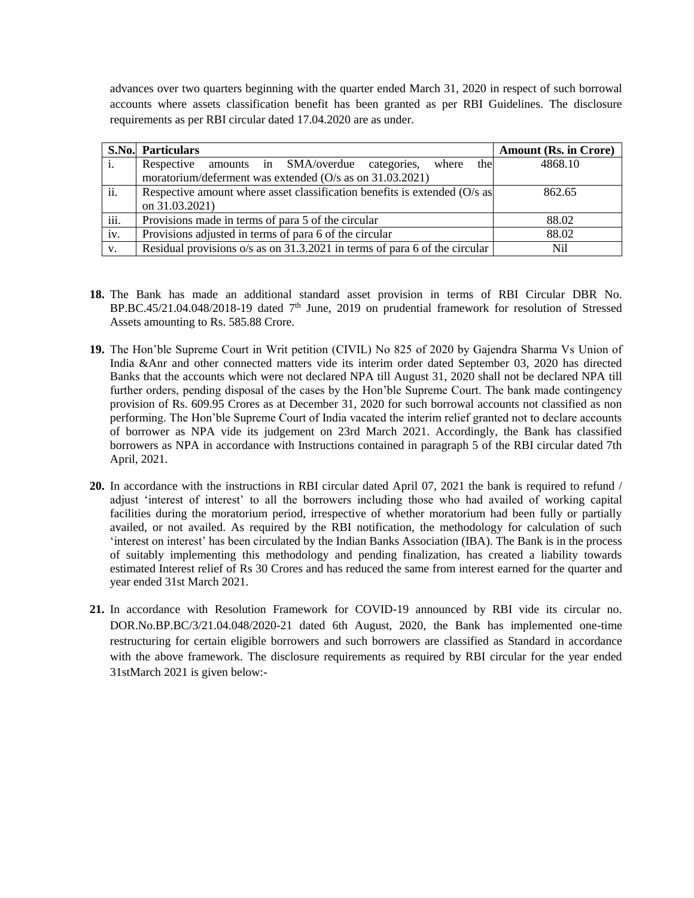advances over two quarters beginning with the quarter ended March 31, 2020 in respect of such borrowal accounts where assets classification benefit has been granted as per RBI Guidelines. The disclosure requirements as per RBI circular dated 17.04.2020 are as under.

| S.No. | Particulars | Amount (Rs. in Crore) |
|---|---|---|
| i. | Respective amounts in SMA/overdue categories, where the moratorium/deferment was extended (O/s as on 31.03.2021) | 4868.10 |
| ii. | Respective amount where asset classification benefits is extended (O/s as on 31.03.2021) | 862.65 |
| iii. | Provisions made in terms of para 5 of the circular | 88.02 |
| iv. | Provisions adjusted in terms of para 6 of the circular | 88.02 |
| v. | Residual provisions o/s as on 31.3.2021 in terms of para 6 of the circular | Nil |

**18.** The Bank has made an additional standard asset provision in terms of RBI Circular DBR No. BP.BC.45/21.04.048/2018-19 dated 7th June, 2019 on prudential framework for resolution of Stressed Assets amounting to Rs. 585.88 Crore.

**19.** The Hon'ble Supreme Court in Writ petition (CIVIL) No 825 of 2020 by Gajendra Sharma Vs Union of India &Anr and other connected matters vide its interim order dated September 03, 2020 has directed Banks that the accounts which were not declared NPA till August 31, 2020 shall not be declared NPA till further orders, pending disposal of the cases by the Hon'ble Supreme Court. The bank made contingency provision of Rs. 609.95 Crores as at December 31, 2020 for such borrowal accounts not classified as non performing. The Hon'ble Supreme Court of India vacated the interim relief granted not to declare accounts of borrower as NPA vide its judgement on 23rd March 2021. Accordingly, the Bank has classified borrowers as NPA in accordance with Instructions contained in paragraph 5 of the RBI circular dated 7th April, 2021.

**20.** In accordance with the instructions in RBI circular dated April 07, 2021 the bank is required to refund / adjust 'interest of interest' to all the borrowers including those who had availed of working capital facilities during the moratorium period, irrespective of whether moratorium had been fully or partially availed, or not availed. As required by the RBI notification, the methodology for calculation of such 'interest on interest' has been circulated by the Indian Banks Association (IBA). The Bank is in the process of suitably implementing this methodology and pending finalization, has created a liability towards estimated Interest relief of Rs 30 Crores and has reduced the same from interest earned for the quarter and year ended 31st March 2021.

**21.** In accordance with Resolution Framework for COVID-19 announced by RBI vide its circular no. DOR.No.BP.BC/3/21.04.048/2020-21 dated 6th August, 2020, the Bank has implemented one-time restructuring for certain eligible borrowers and such borrowers are classified as Standard in accordance with the above framework. The disclosure requirements as required by RBI circular for the year ended 31stMarch 2021 is given below:-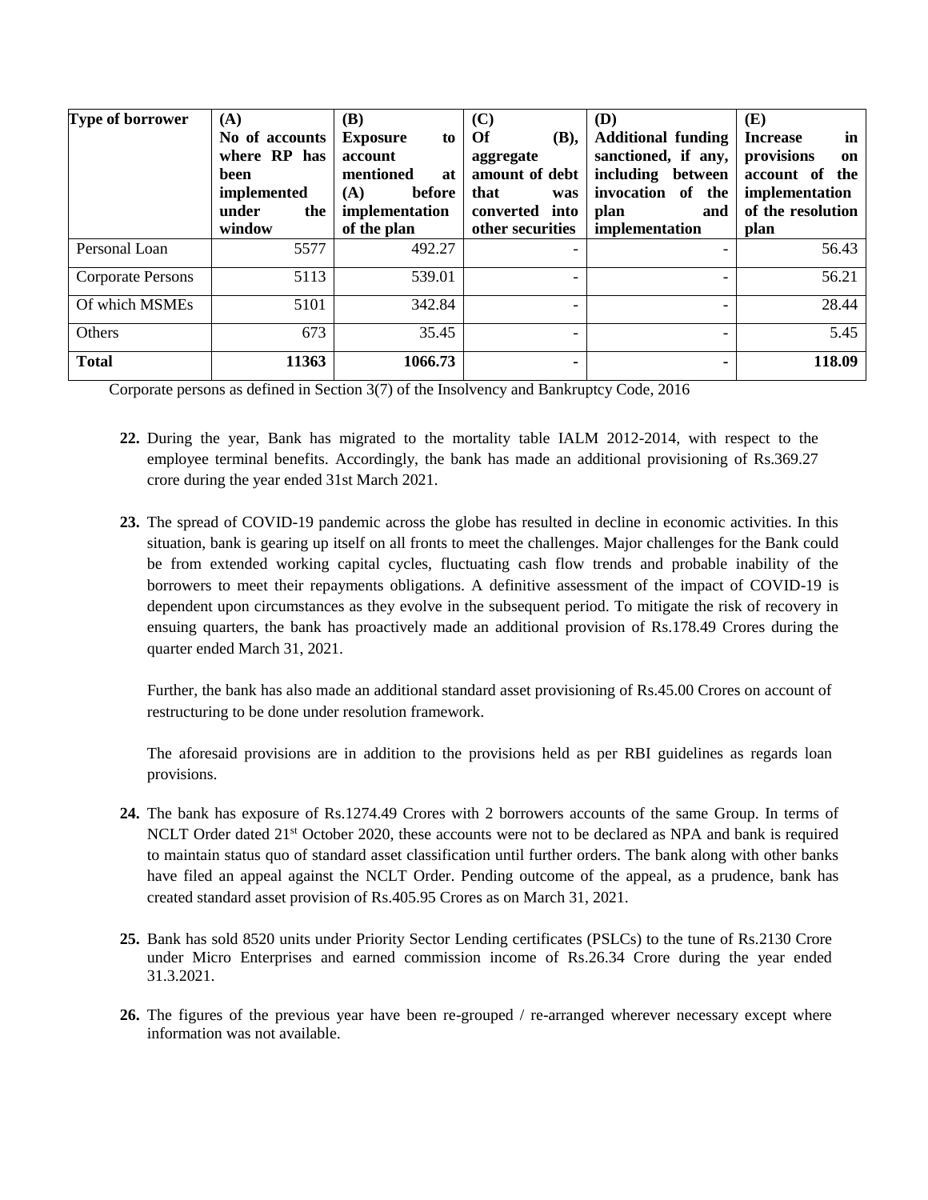| Type of borrower | (A) No of accounts where RP has been implemented under the window | (B) Exposure to account mentioned at (A) before implementation of the plan | (C) Of (B), aggregate amount of debt that was converted into other securities | (D) Additional funding sanctioned, if any, including between invocation of the plan and implementation | (E) Increase in provisions on account of the implementation of the resolution plan |
|---|---|---|---|---|---|
| Personal Loan | 5577 | 492.27 | - | - | 56.43 |
| Corporate Persons | 5113 | 539.01 | - | - | 56.21 |
| Of which MSMEs | 5101 | 342.84 | - | - | 28.44 |
| Others | 673 | 35.45 | - | - | 5.45 |
| **Total** | **11363** | **1066.73** | **-** | **-** | **118.09** |

Corporate persons as defined in Section 3(7) of the Insolvency and Bankruptcy Code, 2016

**22.** During the year, Bank has migrated to the mortality table IALM 2012-2014, with respect to the employee terminal benefits. Accordingly, the bank has made an additional provisioning of Rs.369.27 crore during the year ended 31st March 2021.

**23.** The spread of COVID-19 pandemic across the globe has resulted in decline in economic activities. In this situation, bank is gearing up itself on all fronts to meet the challenges. Major challenges for the Bank could be from extended working capital cycles, fluctuating cash flow trends and probable inability of the borrowers to meet their repayments obligations. A definitive assessment of the impact of COVID-19 is dependent upon circumstances as they evolve in the subsequent period. To mitigate the risk of recovery in ensuing quarters, the bank has proactively made an additional provision of Rs.178.49 Crores during the quarter ended March 31, 2021.

Further, the bank has also made an additional standard asset provisioning of Rs.45.00 Crores on account of restructuring to be done under resolution framework.

The aforesaid provisions are in addition to the provisions held as per RBI guidelines as regards loan provisions.

**24.** The bank has exposure of Rs.1274.49 Crores with 2 borrowers accounts of the same Group. In terms of NCLT Order dated 21st October 2020, these accounts were not to be declared as NPA and bank is required to maintain status quo of standard asset classification until further orders. The bank along with other banks have filed an appeal against the NCLT Order. Pending outcome of the appeal, as a prudence, bank has created standard asset provision of Rs.405.95 Crores as on March 31, 2021.

**25.** Bank has sold 8520 units under Priority Sector Lending certificates (PSLCs) to the tune of Rs.2130 Crore under Micro Enterprises and earned commission income of Rs.26.34 Crore during the year ended 31.3.2021.

**26.** The figures of the previous year have been re-grouped / re-arranged wherever necessary except where information was not available.